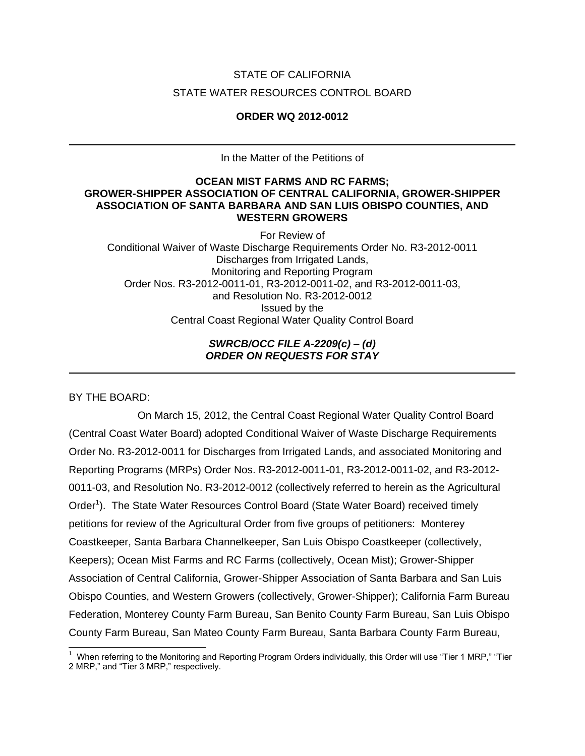STATE OF CALIFORNIA

STATE WATER RESOURCES CONTROL BOARD

**ORDER WQ 2012-0012**

---

In the Matter of the Petitions of

**OCEAN MIST FARMS AND RC FARMS;**
**GROWER-SHIPPER ASSOCIATION OF CENTRAL CALIFORNIA, GROWER-SHIPPER ASSOCIATION OF SANTA BARBARA AND SAN LUIS OBISPO COUNTIES, AND WESTERN GROWERS**

For Review of
Conditional Waiver of Waste Discharge Requirements Order No. R3-2012-0011
Discharges from Irrigated Lands,
Monitoring and Reporting Program
Order Nos. R3-2012-0011-01, R3-2012-0011-02, and R3-2012-0011-03,
and Resolution No. R3-2012-0012
Issued by the
Central Coast Regional Water Quality Control Board

***SWRCB/OCC FILE A-2209(c) – (d)***
***ORDER ON REQUESTS FOR STAY***

---

BY THE BOARD:

On March 15, 2012, the Central Coast Regional Water Quality Control Board (Central Coast Water Board) adopted Conditional Waiver of Waste Discharge Requirements Order No. R3-2012-0011 for Discharges from Irrigated Lands, and associated Monitoring and Reporting Programs (MRPs) Order Nos. R3-2012-0011-01, R3-2012-0011-02, and R3-2012-0011-03, and Resolution No. R3-2012-0012 (collectively referred to herein as the Agricultural Order[1]). The State Water Resources Control Board (State Water Board) received timely petitions for review of the Agricultural Order from five groups of petitioners: Monterey Coastkeeper, Santa Barbara Channelkeeper, San Luis Obispo Coastkeeper (collectively, Keepers); Ocean Mist Farms and RC Farms (collectively, Ocean Mist); Grower-Shipper Association of Central California, Grower-Shipper Association of Santa Barbara and San Luis Obispo Counties, and Western Growers (collectively, Grower-Shipper); California Farm Bureau Federation, Monterey County Farm Bureau, San Benito County Farm Bureau, San Luis Obispo County Farm Bureau, San Mateo County Farm Bureau, Santa Barbara County Farm Bureau,

---

[1] When referring to the Monitoring and Reporting Program Orders individually, this Order will use "Tier 1 MRP," "Tier 2 MRP," and "Tier 3 MRP," respectively.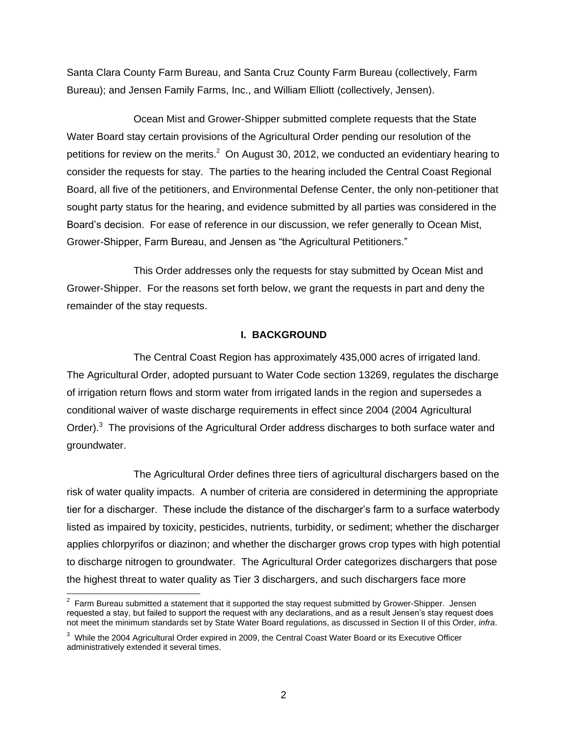Santa Clara County Farm Bureau, and Santa Cruz County Farm Bureau (collectively, Farm Bureau); and Jensen Family Farms, Inc., and William Elliott (collectively, Jensen).

Ocean Mist and Grower-Shipper submitted complete requests that the State Water Board stay certain provisions of the Agricultural Order pending our resolution of the petitions for review on the merits.[2] On August 30, 2012, we conducted an evidentiary hearing to consider the requests for stay. The parties to the hearing included the Central Coast Regional Board, all five of the petitioners, and Environmental Defense Center, the only non-petitioner that sought party status for the hearing, and evidence submitted by all parties was considered in the Board's decision. For ease of reference in our discussion, we refer generally to Ocean Mist, Grower-Shipper, Farm Bureau, and Jensen as "the Agricultural Petitioners."

This Order addresses only the requests for stay submitted by Ocean Mist and Grower-Shipper. For the reasons set forth below, we grant the requests in part and deny the remainder of the stay requests.

## I. BACKGROUND

The Central Coast Region has approximately 435,000 acres of irrigated land. The Agricultural Order, adopted pursuant to Water Code section 13269, regulates the discharge of irrigation return flows and storm water from irrigated lands in the region and supersedes a conditional waiver of waste discharge requirements in effect since 2004 (2004 Agricultural Order).[3] The provisions of the Agricultural Order address discharges to both surface water and groundwater.

The Agricultural Order defines three tiers of agricultural dischargers based on the risk of water quality impacts. A number of criteria are considered in determining the appropriate tier for a discharger. These include the distance of the discharger's farm to a surface waterbody listed as impaired by toxicity, pesticides, nutrients, turbidity, or sediment; whether the discharger applies chlorpyrifos or diazinon; and whether the discharger grows crop types with high potential to discharge nitrogen to groundwater. The Agricultural Order categorizes dischargers that pose the highest threat to water quality as Tier 3 dischargers, and such dischargers face more

---

[2] Farm Bureau submitted a statement that it supported the stay request submitted by Grower-Shipper. Jensen requested a stay, but failed to support the request with any declarations, and as a result Jensen's stay request does not meet the minimum standards set by State Water Board regulations, as discussed in Section II of this Order, *infra*.

[3] While the 2004 Agricultural Order expired in 2009, the Central Coast Water Board or its Executive Officer administratively extended it several times.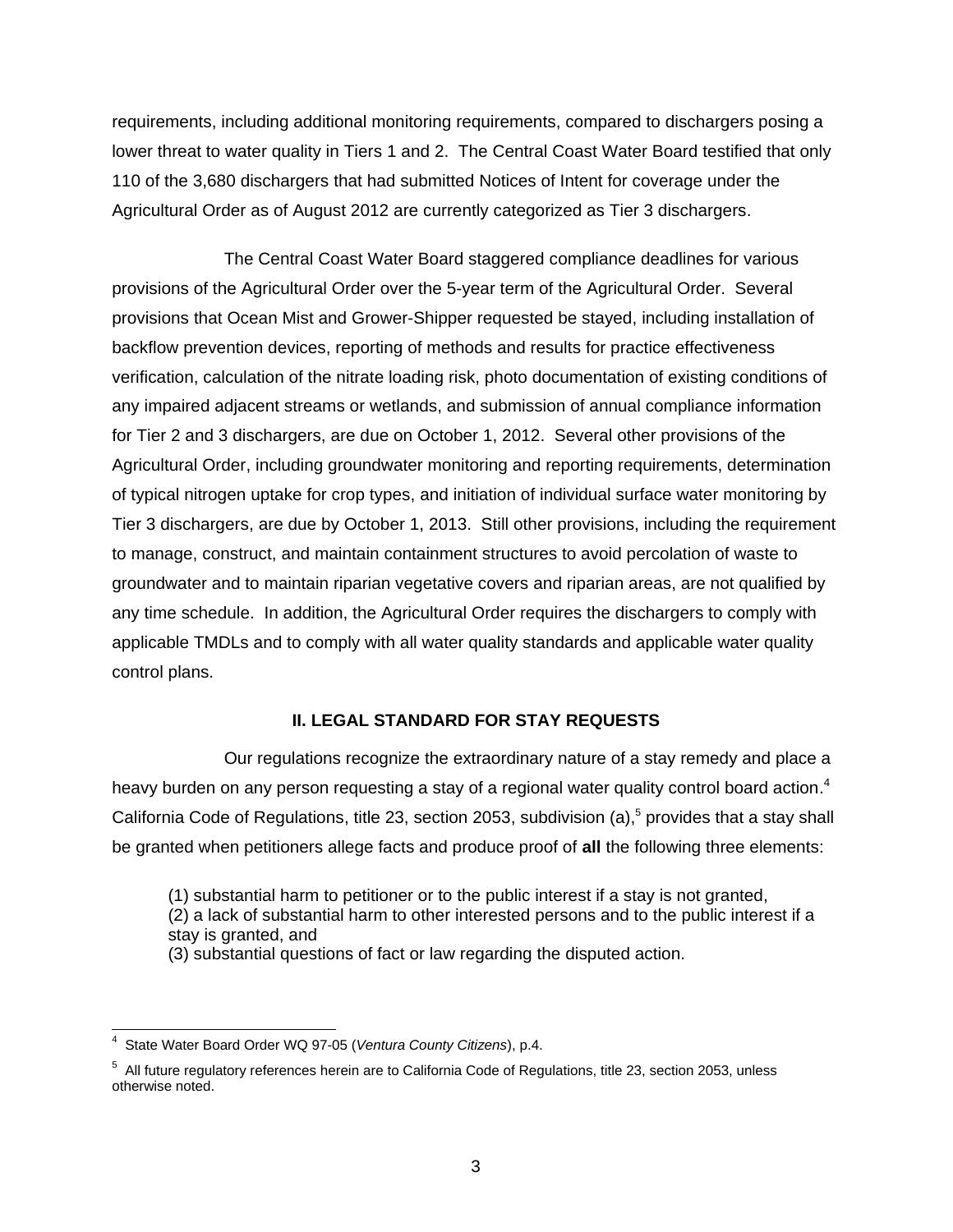requirements, including additional monitoring requirements, compared to dischargers posing a lower threat to water quality in Tiers 1 and 2. The Central Coast Water Board testified that only 110 of the 3,680 dischargers that had submitted Notices of Intent for coverage under the Agricultural Order as of August 2012 are currently categorized as Tier 3 dischargers.

The Central Coast Water Board staggered compliance deadlines for various provisions of the Agricultural Order over the 5-year term of the Agricultural Order. Several provisions that Ocean Mist and Grower-Shipper requested be stayed, including installation of backflow prevention devices, reporting of methods and results for practice effectiveness verification, calculation of the nitrate loading risk, photo documentation of existing conditions of any impaired adjacent streams or wetlands, and submission of annual compliance information for Tier 2 and 3 dischargers, are due on October 1, 2012. Several other provisions of the Agricultural Order, including groundwater monitoring and reporting requirements, determination of typical nitrogen uptake for crop types, and initiation of individual surface water monitoring by Tier 3 dischargers, are due by October 1, 2013. Still other provisions, including the requirement to manage, construct, and maintain containment structures to avoid percolation of waste to groundwater and to maintain riparian vegetative covers and riparian areas, are not qualified by any time schedule. In addition, the Agricultural Order requires the dischargers to comply with applicable TMDLs and to comply with all water quality standards and applicable water quality control plans.

## II. LEGAL STANDARD FOR STAY REQUESTS

Our regulations recognize the extraordinary nature of a stay remedy and place a heavy burden on any person requesting a stay of a regional water quality control board action.[4] California Code of Regulations, title 23, section 2053, subdivision (a),[5] provides that a stay shall be granted when petitioners allege facts and produce proof of **all** the following three elements:

(1) substantial harm to petitioner or to the public interest if a stay is not granted,
(2) a lack of substantial harm to other interested persons and to the public interest if a stay is granted, and
(3) substantial questions of fact or law regarding the disputed action.

---

[4] State Water Board Order WQ 97-05 (*Ventura County Citizens*), p.4.

[5] All future regulatory references herein are to California Code of Regulations, title 23, section 2053, unless otherwise noted.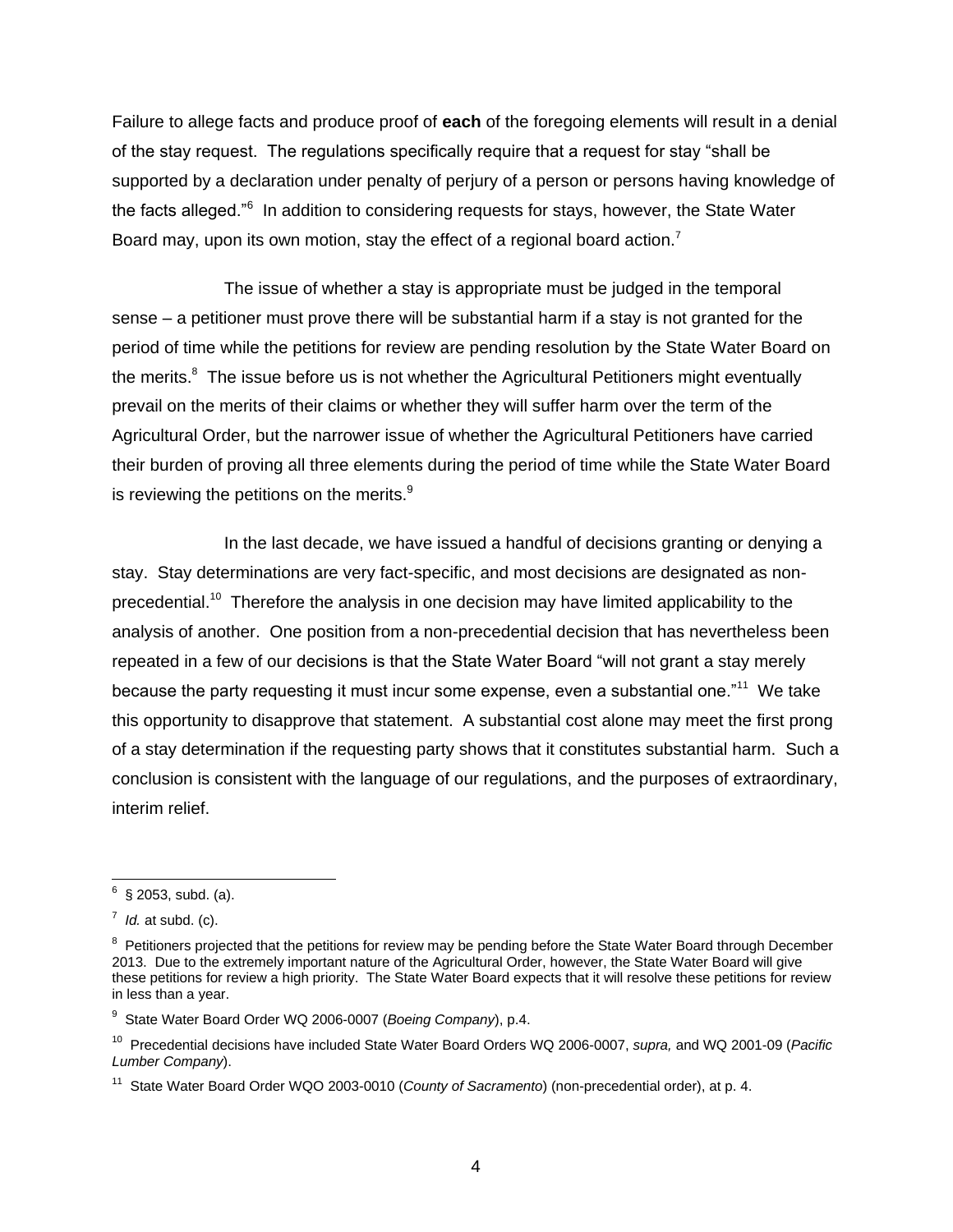Failure to allege facts and produce proof of **each** of the foregoing elements will result in a denial of the stay request. The regulations specifically require that a request for stay "shall be supported by a declaration under penalty of perjury of a person or persons having knowledge of the facts alleged."[6] In addition to considering requests for stays, however, the State Water Board may, upon its own motion, stay the effect of a regional board action.[7]

The issue of whether a stay is appropriate must be judged in the temporal sense – a petitioner must prove there will be substantial harm if a stay is not granted for the period of time while the petitions for review are pending resolution by the State Water Board on the merits.[8] The issue before us is not whether the Agricultural Petitioners might eventually prevail on the merits of their claims or whether they will suffer harm over the term of the Agricultural Order, but the narrower issue of whether the Agricultural Petitioners have carried their burden of proving all three elements during the period of time while the State Water Board is reviewing the petitions on the merits.[9]

In the last decade, we have issued a handful of decisions granting or denying a stay. Stay determinations are very fact-specific, and most decisions are designated as non-precedential.[10] Therefore the analysis in one decision may have limited applicability to the analysis of another. One position from a non-precedential decision that has nevertheless been repeated in a few of our decisions is that the State Water Board "will not grant a stay merely because the party requesting it must incur some expense, even a substantial one."[11] We take this opportunity to disapprove that statement. A substantial cost alone may meet the first prong of a stay determination if the requesting party shows that it constitutes substantial harm. Such a conclusion is consistent with the language of our regulations, and the purposes of extraordinary, interim relief.

---

[6] § 2053, subd. (a).

[7] *Id.* at subd. (c).

[8] Petitioners projected that the petitions for review may be pending before the State Water Board through December 2013. Due to the extremely important nature of the Agricultural Order, however, the State Water Board will give these petitions for review a high priority. The State Water Board expects that it will resolve these petitions for review in less than a year.

[9] State Water Board Order WQ 2006-0007 (*Boeing Company*), p.4.

[10] Precedential decisions have included State Water Board Orders WQ 2006-0007, *supra,* and WQ 2001-09 (*Pacific Lumber Company*).

[11] State Water Board Order WQO 2003-0010 (*County of Sacramento*) (non-precedential order), at p. 4.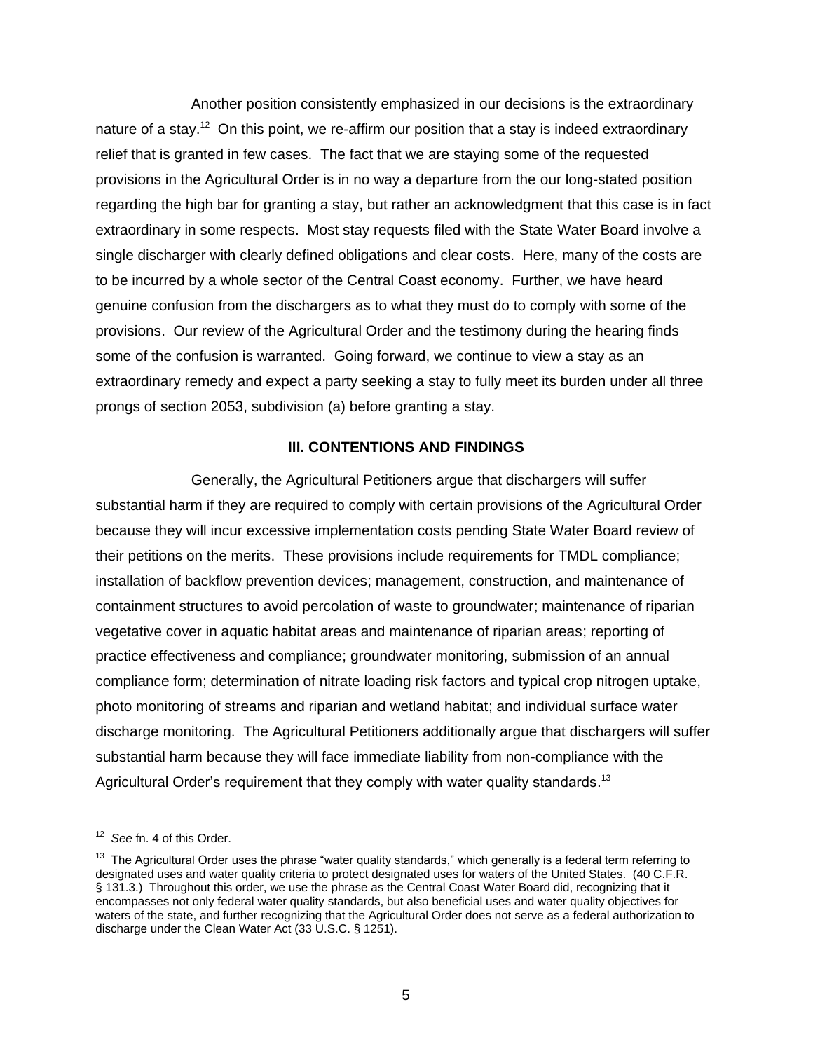Another position consistently emphasized in our decisions is the extraordinary nature of a stay.[12] On this point, we re-affirm our position that a stay is indeed extraordinary relief that is granted in few cases. The fact that we are staying some of the requested provisions in the Agricultural Order is in no way a departure from the our long-stated position regarding the high bar for granting a stay, but rather an acknowledgment that this case is in fact extraordinary in some respects. Most stay requests filed with the State Water Board involve a single discharger with clearly defined obligations and clear costs. Here, many of the costs are to be incurred by a whole sector of the Central Coast economy. Further, we have heard genuine confusion from the dischargers as to what they must do to comply with some of the provisions. Our review of the Agricultural Order and the testimony during the hearing finds some of the confusion is warranted. Going forward, we continue to view a stay as an extraordinary remedy and expect a party seeking a stay to fully meet its burden under all three prongs of section 2053, subdivision (a) before granting a stay.

## III. CONTENTIONS AND FINDINGS

Generally, the Agricultural Petitioners argue that dischargers will suffer substantial harm if they are required to comply with certain provisions of the Agricultural Order because they will incur excessive implementation costs pending State Water Board review of their petitions on the merits. These provisions include requirements for TMDL compliance; installation of backflow prevention devices; management, construction, and maintenance of containment structures to avoid percolation of waste to groundwater; maintenance of riparian vegetative cover in aquatic habitat areas and maintenance of riparian areas; reporting of practice effectiveness and compliance; groundwater monitoring, submission of an annual compliance form; determination of nitrate loading risk factors and typical crop nitrogen uptake, photo monitoring of streams and riparian and wetland habitat; and individual surface water discharge monitoring. The Agricultural Petitioners additionally argue that dischargers will suffer substantial harm because they will face immediate liability from non-compliance with the Agricultural Order's requirement that they comply with water quality standards.[13]

---

[12] *See* fn. 4 of this Order.

[13] The Agricultural Order uses the phrase "water quality standards," which generally is a federal term referring to designated uses and water quality criteria to protect designated uses for waters of the United States. (40 C.F.R. § 131.3.) Throughout this order, we use the phrase as the Central Coast Water Board did, recognizing that it encompasses not only federal water quality standards, but also beneficial uses and water quality objectives for waters of the state, and further recognizing that the Agricultural Order does not serve as a federal authorization to discharge under the Clean Water Act (33 U.S.C. § 1251).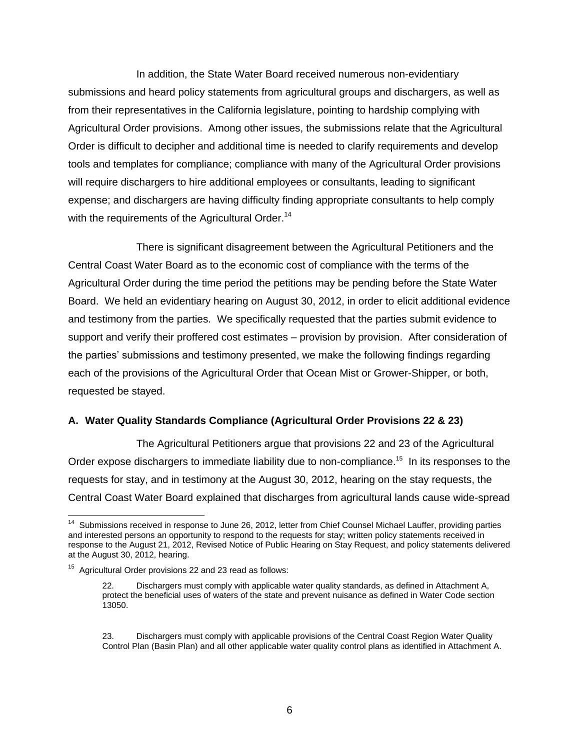In addition, the State Water Board received numerous non-evidentiary submissions and heard policy statements from agricultural groups and dischargers, as well as from their representatives in the California legislature, pointing to hardship complying with Agricultural Order provisions. Among other issues, the submissions relate that the Agricultural Order is difficult to decipher and additional time is needed to clarify requirements and develop tools and templates for compliance; compliance with many of the Agricultural Order provisions will require dischargers to hire additional employees or consultants, leading to significant expense; and dischargers are having difficulty finding appropriate consultants to help comply with the requirements of the Agricultural Order.[14]

There is significant disagreement between the Agricultural Petitioners and the Central Coast Water Board as to the economic cost of compliance with the terms of the Agricultural Order during the time period the petitions may be pending before the State Water Board. We held an evidentiary hearing on August 30, 2012, in order to elicit additional evidence and testimony from the parties. We specifically requested that the parties submit evidence to support and verify their proffered cost estimates – provision by provision. After consideration of the parties' submissions and testimony presented, we make the following findings regarding each of the provisions of the Agricultural Order that Ocean Mist or Grower-Shipper, or both, requested be stayed.

**A. Water Quality Standards Compliance (Agricultural Order Provisions 22 & 23)**

The Agricultural Petitioners argue that provisions 22 and 23 of the Agricultural Order expose dischargers to immediate liability due to non-compliance.[15] In its responses to the requests for stay, and in testimony at the August 30, 2012, hearing on the stay requests, the Central Coast Water Board explained that discharges from agricultural lands cause wide-spread

---

[14] Submissions received in response to June 26, 2012, letter from Chief Counsel Michael Lauffer, providing parties and interested persons an opportunity to respond to the requests for stay; written policy statements received in response to the August 21, 2012, Revised Notice of Public Hearing on Stay Request, and policy statements delivered at the August 30, 2012, hearing.

[15] Agricultural Order provisions 22 and 23 read as follows:

> 22. Dischargers must comply with applicable water quality standards, as defined in Attachment A, protect the beneficial uses of waters of the state and prevent nuisance as defined in Water Code section 13050.
>
> 23. Dischargers must comply with applicable provisions of the Central Coast Region Water Quality Control Plan (Basin Plan) and all other applicable water quality control plans as identified in Attachment A.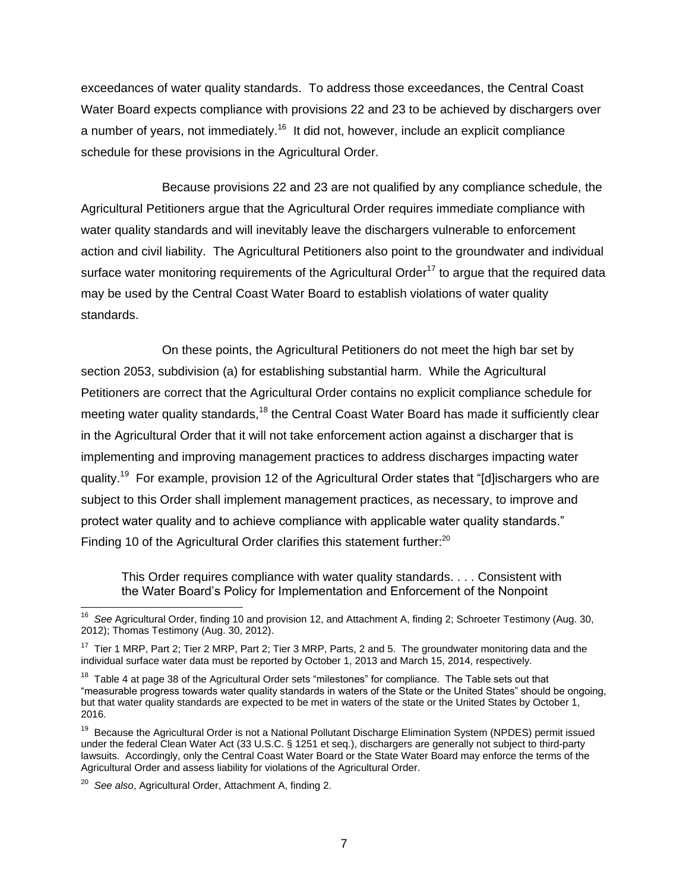exceedances of water quality standards. To address those exceedances, the Central Coast Water Board expects compliance with provisions 22 and 23 to be achieved by dischargers over a number of years, not immediately.[16] It did not, however, include an explicit compliance schedule for these provisions in the Agricultural Order.

Because provisions 22 and 23 are not qualified by any compliance schedule, the Agricultural Petitioners argue that the Agricultural Order requires immediate compliance with water quality standards and will inevitably leave the dischargers vulnerable to enforcement action and civil liability. The Agricultural Petitioners also point to the groundwater and individual surface water monitoring requirements of the Agricultural Order[17] to argue that the required data may be used by the Central Coast Water Board to establish violations of water quality standards.

On these points, the Agricultural Petitioners do not meet the high bar set by section 2053, subdivision (a) for establishing substantial harm. While the Agricultural Petitioners are correct that the Agricultural Order contains no explicit compliance schedule for meeting water quality standards,[18] the Central Coast Water Board has made it sufficiently clear in the Agricultural Order that it will not take enforcement action against a discharger that is implementing and improving management practices to address discharges impacting water quality.[19] For example, provision 12 of the Agricultural Order states that "[d]ischargers who are subject to this Order shall implement management practices, as necessary, to improve and protect water quality and to achieve compliance with applicable water quality standards." Finding 10 of the Agricultural Order clarifies this statement further:[20]

> This Order requires compliance with water quality standards. . . . Consistent with the Water Board's Policy for Implementation and Enforcement of the Nonpoint

---

[16] *See* Agricultural Order, finding 10 and provision 12, and Attachment A, finding 2; Schroeter Testimony (Aug. 30, 2012); Thomas Testimony (Aug. 30, 2012).

[17] Tier 1 MRP, Part 2; Tier 2 MRP, Part 2; Tier 3 MRP, Parts, 2 and 5. The groundwater monitoring data and the individual surface water data must be reported by October 1, 2013 and March 15, 2014, respectively.

[18] Table 4 at page 38 of the Agricultural Order sets "milestones" for compliance. The Table sets out that "measurable progress towards water quality standards in waters of the State or the United States" should be ongoing, but that water quality standards are expected to be met in waters of the state or the United States by October 1, 2016.

[19] Because the Agricultural Order is not a National Pollutant Discharge Elimination System (NPDES) permit issued under the federal Clean Water Act (33 U.S.C. § 1251 et seq.), dischargers are generally not subject to third-party lawsuits. Accordingly, only the Central Coast Water Board or the State Water Board may enforce the terms of the Agricultural Order and assess liability for violations of the Agricultural Order.

[20] *See also*, Agricultural Order, Attachment A, finding 2.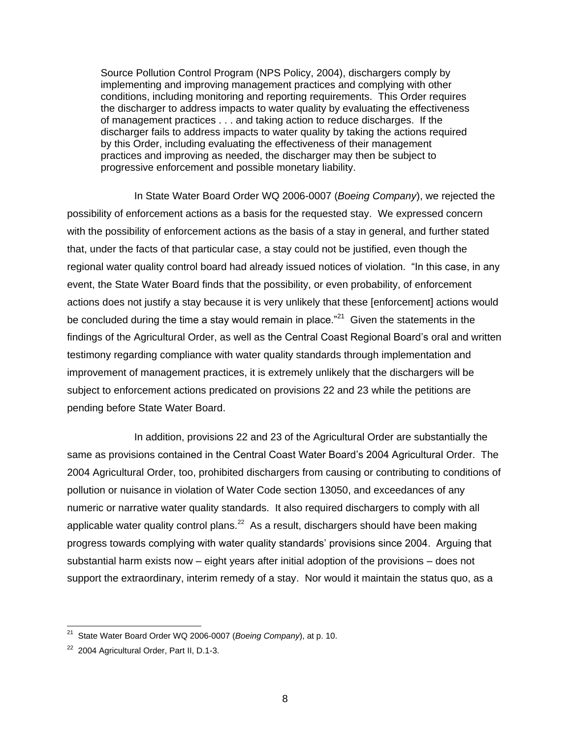> Source Pollution Control Program (NPS Policy, 2004), dischargers comply by implementing and improving management practices and complying with other conditions, including monitoring and reporting requirements. This Order requires the discharger to address impacts to water quality by evaluating the effectiveness of management practices . . . and taking action to reduce discharges. If the discharger fails to address impacts to water quality by taking the actions required by this Order, including evaluating the effectiveness of their management practices and improving as needed, the discharger may then be subject to progressive enforcement and possible monetary liability.

In State Water Board Order WQ 2006-0007 (*Boeing Company*), we rejected the possibility of enforcement actions as a basis for the requested stay. We expressed concern with the possibility of enforcement actions as the basis of a stay in general, and further stated that, under the facts of that particular case, a stay could not be justified, even though the regional water quality control board had already issued notices of violation. "In this case, in any event, the State Water Board finds that the possibility, or even probability, of enforcement actions does not justify a stay because it is very unlikely that these [enforcement] actions would be concluded during the time a stay would remain in place."[21] Given the statements in the findings of the Agricultural Order, as well as the Central Coast Regional Board's oral and written testimony regarding compliance with water quality standards through implementation and improvement of management practices, it is extremely unlikely that the dischargers will be subject to enforcement actions predicated on provisions 22 and 23 while the petitions are pending before State Water Board.

In addition, provisions 22 and 23 of the Agricultural Order are substantially the same as provisions contained in the Central Coast Water Board's 2004 Agricultural Order. The 2004 Agricultural Order, too, prohibited dischargers from causing or contributing to conditions of pollution or nuisance in violation of Water Code section 13050, and exceedances of any numeric or narrative water quality standards. It also required dischargers to comply with all applicable water quality control plans.[22] As a result, dischargers should have been making progress towards complying with water quality standards' provisions since 2004. Arguing that substantial harm exists now – eight years after initial adoption of the provisions – does not support the extraordinary, interim remedy of a stay. Nor would it maintain the status quo, as a

---

[21] State Water Board Order WQ 2006-0007 (*Boeing Company*), at p. 10.

[22] 2004 Agricultural Order, Part II, D.1-3.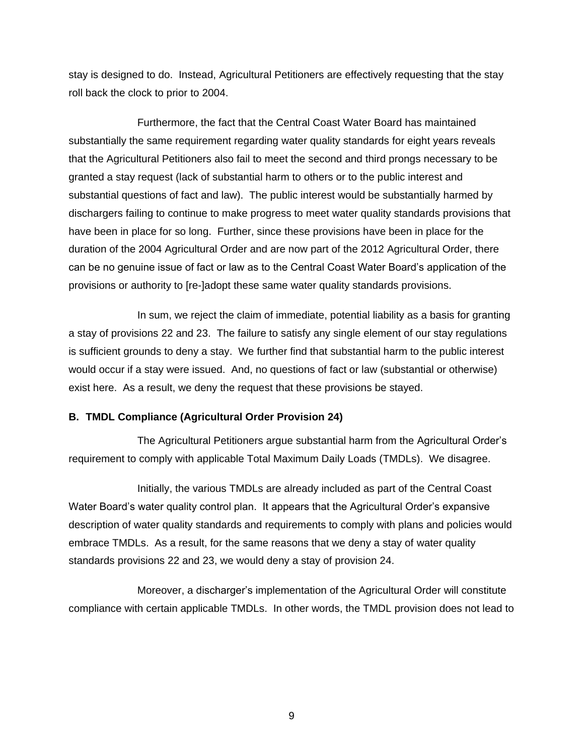stay is designed to do. Instead, Agricultural Petitioners are effectively requesting that the stay roll back the clock to prior to 2004.

Furthermore, the fact that the Central Coast Water Board has maintained substantially the same requirement regarding water quality standards for eight years reveals that the Agricultural Petitioners also fail to meet the second and third prongs necessary to be granted a stay request (lack of substantial harm to others or to the public interest and substantial questions of fact and law). The public interest would be substantially harmed by dischargers failing to continue to make progress to meet water quality standards provisions that have been in place for so long. Further, since these provisions have been in place for the duration of the 2004 Agricultural Order and are now part of the 2012 Agricultural Order, there can be no genuine issue of fact or law as to the Central Coast Water Board's application of the provisions or authority to [re-]adopt these same water quality standards provisions.

In sum, we reject the claim of immediate, potential liability as a basis for granting a stay of provisions 22 and 23. The failure to satisfy any single element of our stay regulations is sufficient grounds to deny a stay. We further find that substantial harm to the public interest would occur if a stay were issued. And, no questions of fact or law (substantial or otherwise) exist here. As a result, we deny the request that these provisions be stayed.

**B. TMDL Compliance (Agricultural Order Provision 24)**

The Agricultural Petitioners argue substantial harm from the Agricultural Order's requirement to comply with applicable Total Maximum Daily Loads (TMDLs). We disagree.

Initially, the various TMDLs are already included as part of the Central Coast Water Board's water quality control plan. It appears that the Agricultural Order's expansive description of water quality standards and requirements to comply with plans and policies would embrace TMDLs. As a result, for the same reasons that we deny a stay of water quality standards provisions 22 and 23, we would deny a stay of provision 24.

Moreover, a discharger's implementation of the Agricultural Order will constitute compliance with certain applicable TMDLs. In other words, the TMDL provision does not lead to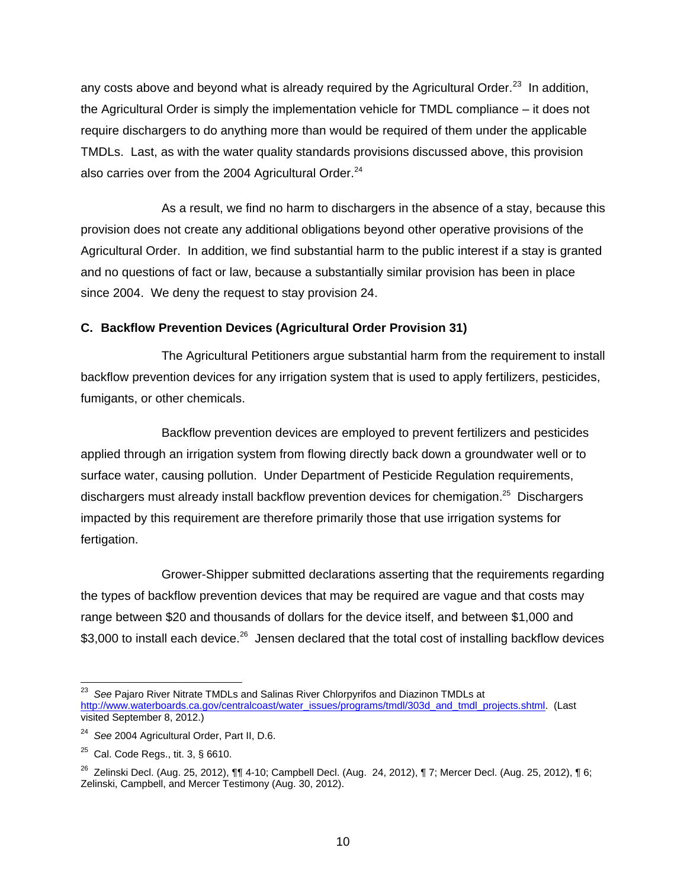any costs above and beyond what is already required by the Agricultural Order.[23] In addition, the Agricultural Order is simply the implementation vehicle for TMDL compliance – it does not require dischargers to do anything more than would be required of them under the applicable TMDLs. Last, as with the water quality standards provisions discussed above, this provision also carries over from the 2004 Agricultural Order.[24]

As a result, we find no harm to dischargers in the absence of a stay, because this provision does not create any additional obligations beyond other operative provisions of the Agricultural Order. In addition, we find substantial harm to the public interest if a stay is granted and no questions of fact or law, because a substantially similar provision has been in place since 2004. We deny the request to stay provision 24.

**C. Backflow Prevention Devices (Agricultural Order Provision 31)**

The Agricultural Petitioners argue substantial harm from the requirement to install backflow prevention devices for any irrigation system that is used to apply fertilizers, pesticides, fumigants, or other chemicals.

Backflow prevention devices are employed to prevent fertilizers and pesticides applied through an irrigation system from flowing directly back down a groundwater well or to surface water, causing pollution. Under Department of Pesticide Regulation requirements, dischargers must already install backflow prevention devices for chemigation.[25] Dischargers impacted by this requirement are therefore primarily those that use irrigation systems for fertigation.

Grower-Shipper submitted declarations asserting that the requirements regarding the types of backflow prevention devices that may be required are vague and that costs may range between $20 and thousands of dollars for the device itself, and between $1,000 and $3,000 to install each device.[26] Jensen declared that the total cost of installing backflow devices

---

[23] *See* Pajaro River Nitrate TMDLs and Salinas River Chlorpyrifos and Diazinon TMDLs at http://www.waterboards.ca.gov/centralcoast/water_issues/programs/tmdl/303d_and_tmdl_projects.shtml. (Last visited September 8, 2012.)

[24] *See* 2004 Agricultural Order, Part II, D.6.

[25] Cal. Code Regs., tit. 3, § 6610.

[26] Zelinski Decl. (Aug. 25, 2012), ¶¶ 4-10; Campbell Decl. (Aug. 24, 2012), ¶ 7; Mercer Decl. (Aug. 25, 2012), ¶ 6; Zelinski, Campbell, and Mercer Testimony (Aug. 30, 2012).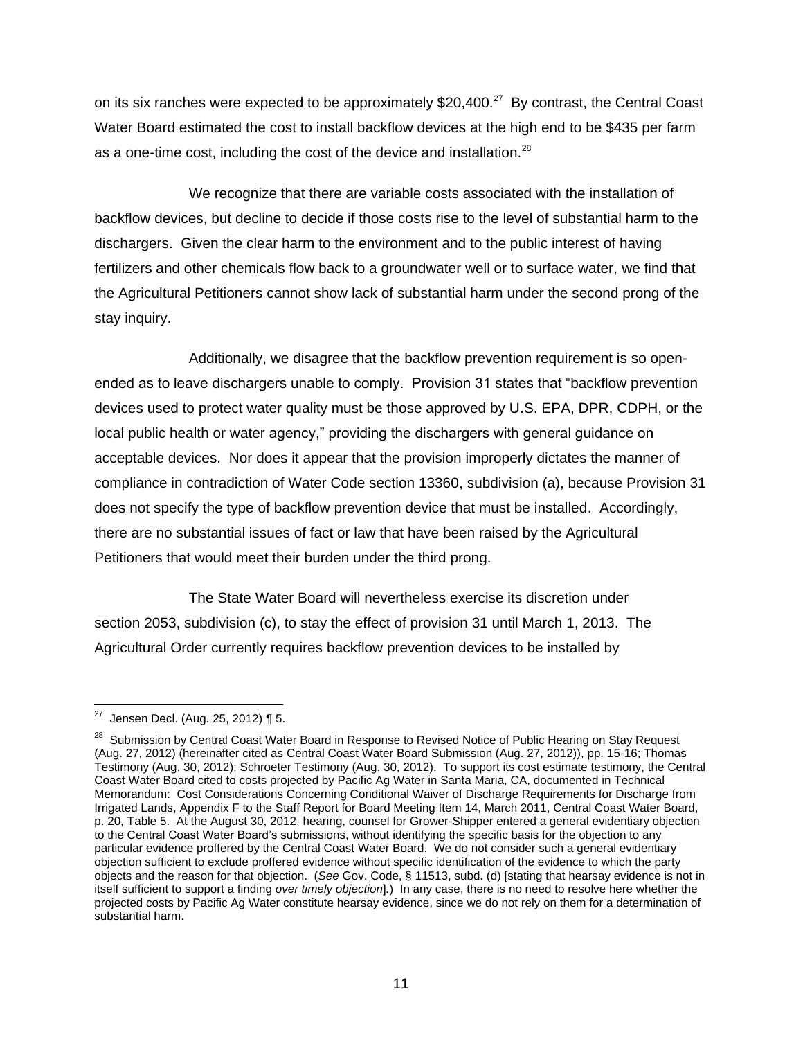on its six ranches were expected to be approximately $20,400.[27] By contrast, the Central Coast Water Board estimated the cost to install backflow devices at the high end to be $435 per farm as a one-time cost, including the cost of the device and installation.[28]

We recognize that there are variable costs associated with the installation of backflow devices, but decline to decide if those costs rise to the level of substantial harm to the dischargers. Given the clear harm to the environment and to the public interest of having fertilizers and other chemicals flow back to a groundwater well or to surface water, we find that the Agricultural Petitioners cannot show lack of substantial harm under the second prong of the stay inquiry.

Additionally, we disagree that the backflow prevention requirement is so open-ended as to leave dischargers unable to comply. Provision 31 states that "backflow prevention devices used to protect water quality must be those approved by U.S. EPA, DPR, CDPH, or the local public health or water agency," providing the dischargers with general guidance on acceptable devices. Nor does it appear that the provision improperly dictates the manner of compliance in contradiction of Water Code section 13360, subdivision (a), because Provision 31 does not specify the type of backflow prevention device that must be installed. Accordingly, there are no substantial issues of fact or law that have been raised by the Agricultural Petitioners that would meet their burden under the third prong.

The State Water Board will nevertheless exercise its discretion under section 2053, subdivision (c), to stay the effect of provision 31 until March 1, 2013. The Agricultural Order currently requires backflow prevention devices to be installed by

---

[27] Jensen Decl. (Aug. 25, 2012) ¶ 5.

[28] Submission by Central Coast Water Board in Response to Revised Notice of Public Hearing on Stay Request (Aug. 27, 2012) (hereinafter cited as Central Coast Water Board Submission (Aug. 27, 2012)), pp. 15-16; Thomas Testimony (Aug. 30, 2012); Schroeter Testimony (Aug. 30, 2012). To support its cost estimate testimony, the Central Coast Water Board cited to costs projected by Pacific Ag Water in Santa Maria, CA, documented in Technical Memorandum: Cost Considerations Concerning Conditional Waiver of Discharge Requirements for Discharge from Irrigated Lands, Appendix F to the Staff Report for Board Meeting Item 14, March 2011, Central Coast Water Board, p. 20, Table 5. At the August 30, 2012, hearing, counsel for Grower-Shipper entered a general evidentiary objection to the Central Coast Water Board's submissions, without identifying the specific basis for the objection to any particular evidence proffered by the Central Coast Water Board. We do not consider such a general evidentiary objection sufficient to exclude proffered evidence without specific identification of the evidence to which the party objects and the reason for that objection. (*See* Gov. Code, § 11513, subd. (d) [stating that hearsay evidence is not in itself sufficient to support a finding *over timely objection*].) In any case, there is no need to resolve here whether the projected costs by Pacific Ag Water constitute hearsay evidence, since we do not rely on them for a determination of substantial harm.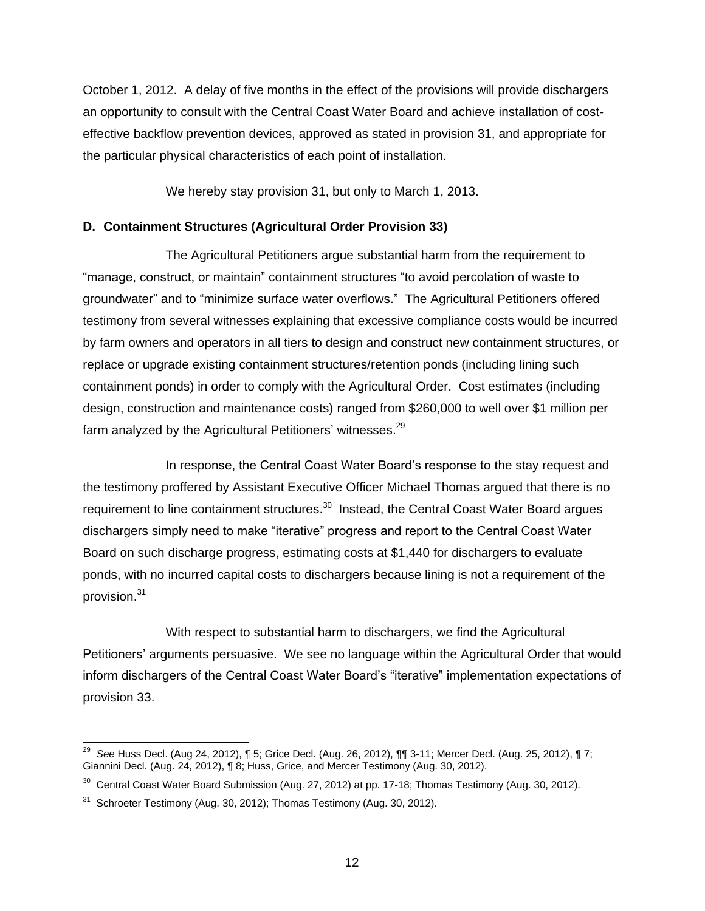October 1, 2012. A delay of five months in the effect of the provisions will provide dischargers an opportunity to consult with the Central Coast Water Board and achieve installation of cost-effective backflow prevention devices, approved as stated in provision 31, and appropriate for the particular physical characteristics of each point of installation.

We hereby stay provision 31, but only to March 1, 2013.

**D. Containment Structures (Agricultural Order Provision 33)**

The Agricultural Petitioners argue substantial harm from the requirement to "manage, construct, or maintain" containment structures "to avoid percolation of waste to groundwater" and to "minimize surface water overflows." The Agricultural Petitioners offered testimony from several witnesses explaining that excessive compliance costs would be incurred by farm owners and operators in all tiers to design and construct new containment structures, or replace or upgrade existing containment structures/retention ponds (including lining such containment ponds) in order to comply with the Agricultural Order. Cost estimates (including design, construction and maintenance costs) ranged from $260,000 to well over $1 million per farm analyzed by the Agricultural Petitioners' witnesses.[29]

In response, the Central Coast Water Board's response to the stay request and the testimony proffered by Assistant Executive Officer Michael Thomas argued that there is no requirement to line containment structures.[30] Instead, the Central Coast Water Board argues dischargers simply need to make "iterative" progress and report to the Central Coast Water Board on such discharge progress, estimating costs at $1,440 for dischargers to evaluate ponds, with no incurred capital costs to dischargers because lining is not a requirement of the provision.[31]

With respect to substantial harm to dischargers, we find the Agricultural Petitioners' arguments persuasive. We see no language within the Agricultural Order that would inform dischargers of the Central Coast Water Board's "iterative" implementation expectations of provision 33.

---

[29] *See* Huss Decl. (Aug 24, 2012), ¶ 5; Grice Decl. (Aug. 26, 2012), ¶¶ 3-11; Mercer Decl. (Aug. 25, 2012), ¶ 7; Giannini Decl. (Aug. 24, 2012), ¶ 8; Huss, Grice, and Mercer Testimony (Aug. 30, 2012).

[30] Central Coast Water Board Submission (Aug. 27, 2012) at pp. 17-18; Thomas Testimony (Aug. 30, 2012).

[31] Schroeter Testimony (Aug. 30, 2012); Thomas Testimony (Aug. 30, 2012).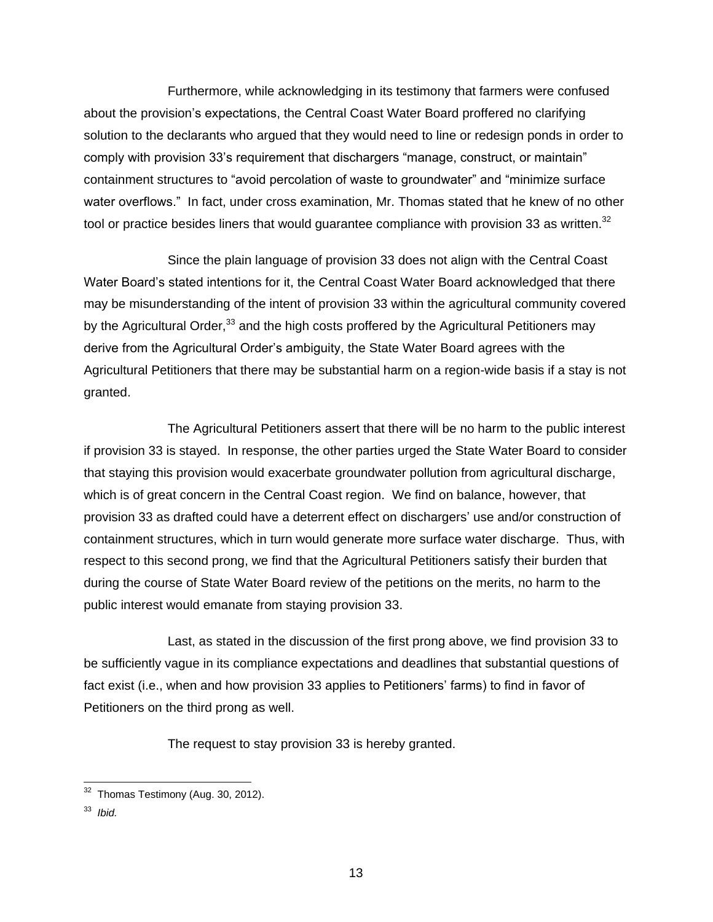Furthermore, while acknowledging in its testimony that farmers were confused about the provision's expectations, the Central Coast Water Board proffered no clarifying solution to the declarants who argued that they would need to line or redesign ponds in order to comply with provision 33's requirement that dischargers "manage, construct, or maintain" containment structures to "avoid percolation of waste to groundwater" and "minimize surface water overflows." In fact, under cross examination, Mr. Thomas stated that he knew of no other tool or practice besides liners that would guarantee compliance with provision 33 as written.[32]

Since the plain language of provision 33 does not align with the Central Coast Water Board's stated intentions for it, the Central Coast Water Board acknowledged that there may be misunderstanding of the intent of provision 33 within the agricultural community covered by the Agricultural Order,[33] and the high costs proffered by the Agricultural Petitioners may derive from the Agricultural Order's ambiguity, the State Water Board agrees with the Agricultural Petitioners that there may be substantial harm on a region-wide basis if a stay is not granted.

The Agricultural Petitioners assert that there will be no harm to the public interest if provision 33 is stayed. In response, the other parties urged the State Water Board to consider that staying this provision would exacerbate groundwater pollution from agricultural discharge, which is of great concern in the Central Coast region. We find on balance, however, that provision 33 as drafted could have a deterrent effect on dischargers' use and/or construction of containment structures, which in turn would generate more surface water discharge. Thus, with respect to this second prong, we find that the Agricultural Petitioners satisfy their burden that during the course of State Water Board review of the petitions on the merits, no harm to the public interest would emanate from staying provision 33.

Last, as stated in the discussion of the first prong above, we find provision 33 to be sufficiently vague in its compliance expectations and deadlines that substantial questions of fact exist (i.e., when and how provision 33 applies to Petitioners' farms) to find in favor of Petitioners on the third prong as well.

The request to stay provision 33 is hereby granted.

---

[32] Thomas Testimony (Aug. 30, 2012).

[33] *Ibid.*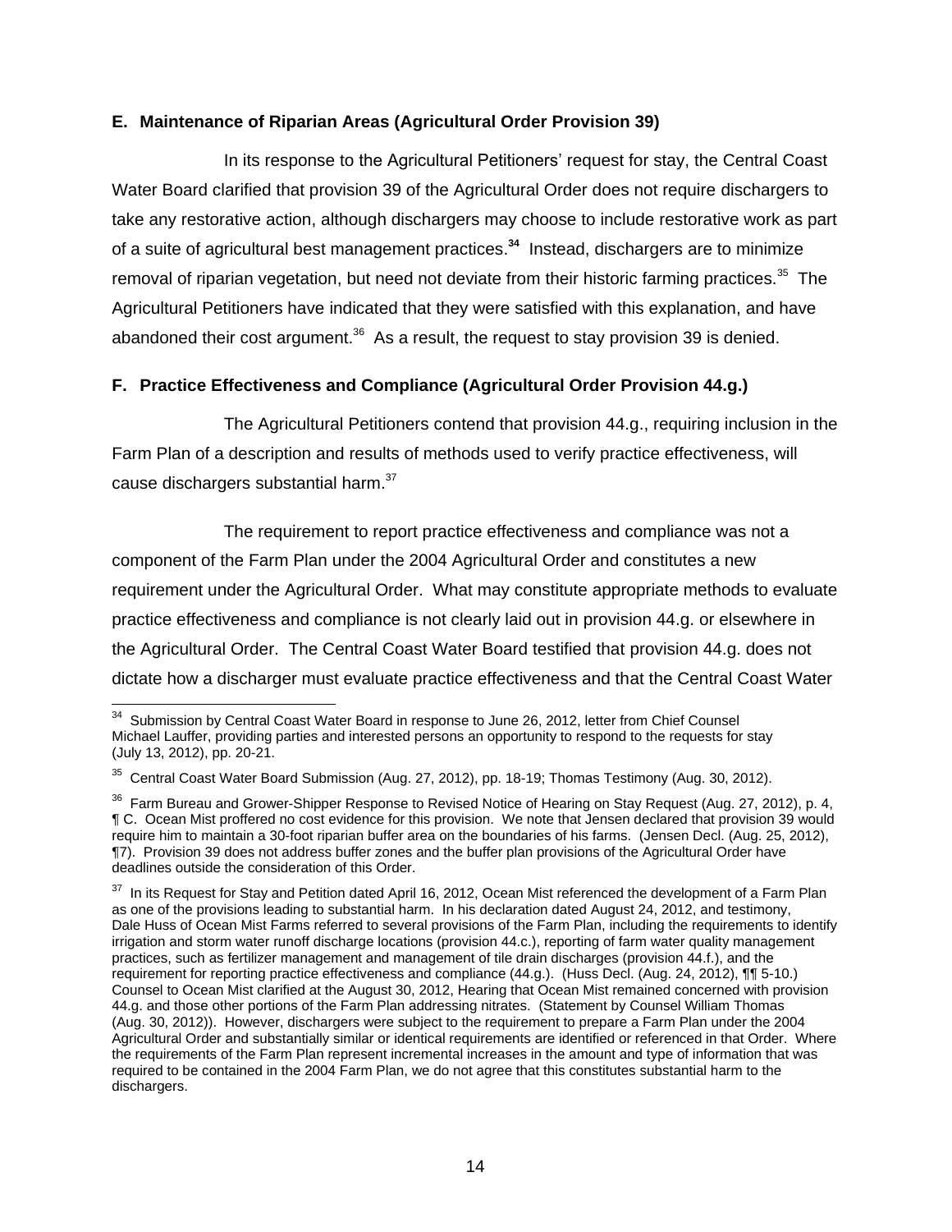### E. Maintenance of Riparian Areas (Agricultural Order Provision 39)

In its response to the Agricultural Petitioners' request for stay, the Central Coast Water Board clarified that provision 39 of the Agricultural Order does not require dischargers to take any restorative action, although dischargers may choose to include restorative work as part of a suite of agricultural best management practices.[34] Instead, dischargers are to minimize removal of riparian vegetation, but need not deviate from their historic farming practices.[35] The Agricultural Petitioners have indicated that they were satisfied with this explanation, and have abandoned their cost argument.[36] As a result, the request to stay provision 39 is denied.

### F. Practice Effectiveness and Compliance (Agricultural Order Provision 44.g.)

The Agricultural Petitioners contend that provision 44.g., requiring inclusion in the Farm Plan of a description and results of methods used to verify practice effectiveness, will cause dischargers substantial harm.[37]

The requirement to report practice effectiveness and compliance was not a component of the Farm Plan under the 2004 Agricultural Order and constitutes a new requirement under the Agricultural Order. What may constitute appropriate methods to evaluate practice effectiveness and compliance is not clearly laid out in provision 44.g. or elsewhere in the Agricultural Order. The Central Coast Water Board testified that provision 44.g. does not dictate how a discharger must evaluate practice effectiveness and that the Central Coast Water

---

[34] Submission by Central Coast Water Board in response to June 26, 2012, letter from Chief Counsel Michael Lauffer, providing parties and interested persons an opportunity to respond to the requests for stay (July 13, 2012), pp. 20-21.

[35] Central Coast Water Board Submission (Aug. 27, 2012), pp. 18-19; Thomas Testimony (Aug. 30, 2012).

[36] Farm Bureau and Grower-Shipper Response to Revised Notice of Hearing on Stay Request (Aug. 27, 2012), p. 4, ¶ C. Ocean Mist proffered no cost evidence for this provision. We note that Jensen declared that provision 39 would require him to maintain a 30-foot riparian buffer area on the boundaries of his farms. (Jensen Decl. (Aug. 25, 2012), ¶7). Provision 39 does not address buffer zones and the buffer plan provisions of the Agricultural Order have deadlines outside the consideration of this Order.

[37] In its Request for Stay and Petition dated April 16, 2012, Ocean Mist referenced the development of a Farm Plan as one of the provisions leading to substantial harm. In his declaration dated August 24, 2012, and testimony, Dale Huss of Ocean Mist Farms referred to several provisions of the Farm Plan, including the requirements to identify irrigation and storm water runoff discharge locations (provision 44.c.), reporting of farm water quality management practices, such as fertilizer management and management of tile drain discharges (provision 44.f.), and the requirement for reporting practice effectiveness and compliance (44.g.). (Huss Decl. (Aug. 24, 2012), ¶¶ 5-10.) Counsel to Ocean Mist clarified at the August 30, 2012, Hearing that Ocean Mist remained concerned with provision 44.g. and those other portions of the Farm Plan addressing nitrates. (Statement by Counsel William Thomas (Aug. 30, 2012)). However, dischargers were subject to the requirement to prepare a Farm Plan under the 2004 Agricultural Order and substantially similar or identical requirements are identified or referenced in that Order. Where the requirements of the Farm Plan represent incremental increases in the amount and type of information that was required to be contained in the 2004 Farm Plan, we do not agree that this constitutes substantial harm to the dischargers.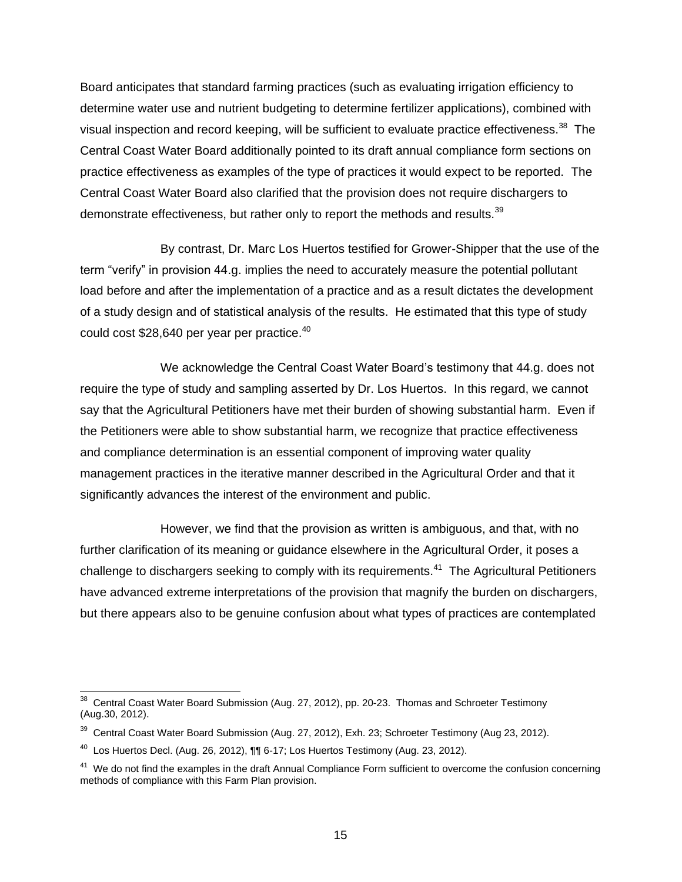Board anticipates that standard farming practices (such as evaluating irrigation efficiency to determine water use and nutrient budgeting to determine fertilizer applications), combined with visual inspection and record keeping, will be sufficient to evaluate practice effectiveness.[38] The Central Coast Water Board additionally pointed to its draft annual compliance form sections on practice effectiveness as examples of the type of practices it would expect to be reported. The Central Coast Water Board also clarified that the provision does not require dischargers to demonstrate effectiveness, but rather only to report the methods and results.[39]

By contrast, Dr. Marc Los Huertos testified for Grower-Shipper that the use of the term "verify" in provision 44.g. implies the need to accurately measure the potential pollutant load before and after the implementation of a practice and as a result dictates the development of a study design and of statistical analysis of the results. He estimated that this type of study could cost $28,640 per year per practice.[40]

We acknowledge the Central Coast Water Board's testimony that 44.g. does not require the type of study and sampling asserted by Dr. Los Huertos. In this regard, we cannot say that the Agricultural Petitioners have met their burden of showing substantial harm. Even if the Petitioners were able to show substantial harm, we recognize that practice effectiveness and compliance determination is an essential component of improving water quality management practices in the iterative manner described in the Agricultural Order and that it significantly advances the interest of the environment and public.

However, we find that the provision as written is ambiguous, and that, with no further clarification of its meaning or guidance elsewhere in the Agricultural Order, it poses a challenge to dischargers seeking to comply with its requirements.[41] The Agricultural Petitioners have advanced extreme interpretations of the provision that magnify the burden on dischargers, but there appears also to be genuine confusion about what types of practices are contemplated

---

[38] Central Coast Water Board Submission (Aug. 27, 2012), pp. 20-23. Thomas and Schroeter Testimony (Aug.30, 2012).

[39] Central Coast Water Board Submission (Aug. 27, 2012), Exh. 23; Schroeter Testimony (Aug 23, 2012).

[40] Los Huertos Decl. (Aug. 26, 2012), ¶¶ 6-17; Los Huertos Testimony (Aug. 23, 2012).

[41] We do not find the examples in the draft Annual Compliance Form sufficient to overcome the confusion concerning methods of compliance with this Farm Plan provision.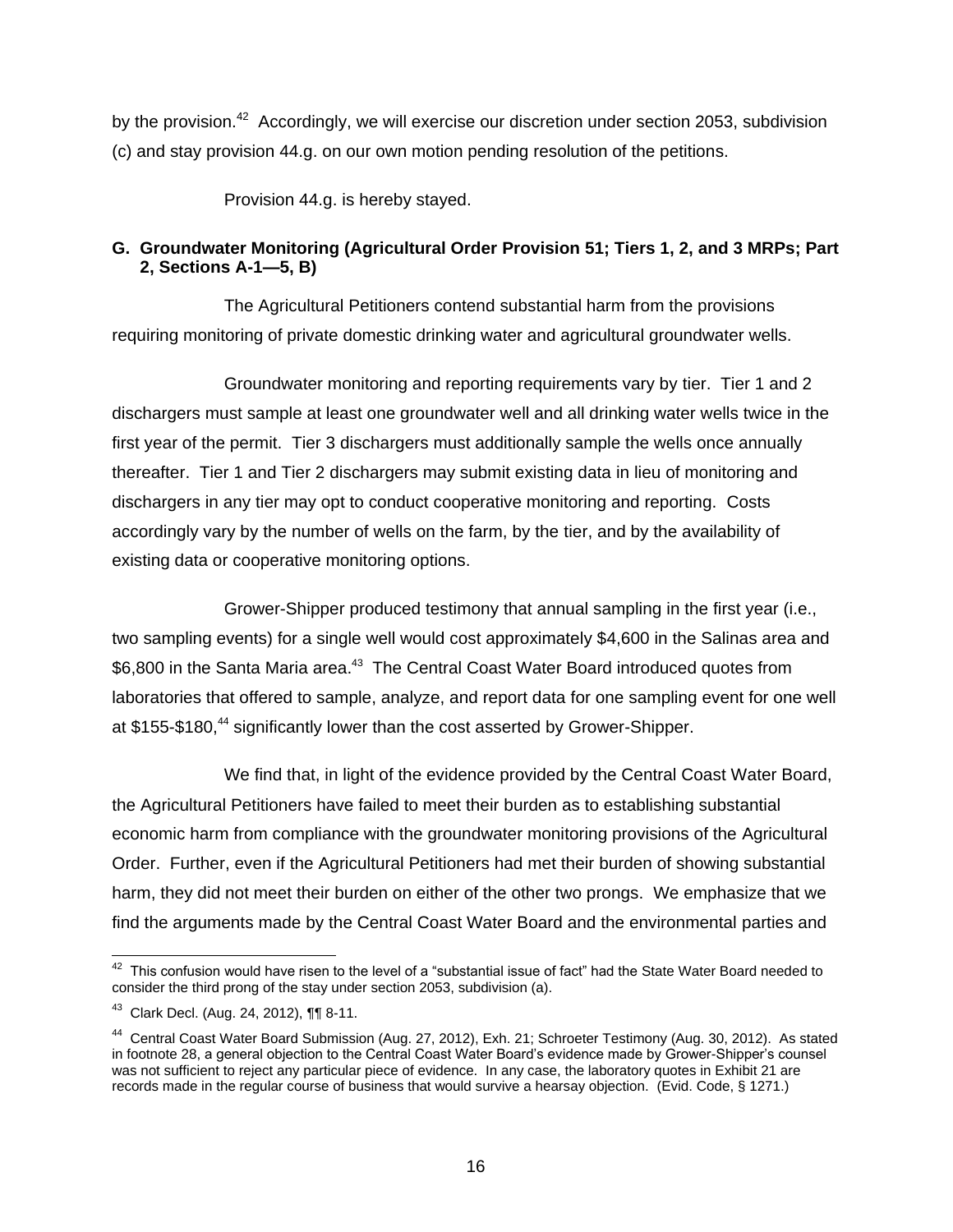by the provision.[42] Accordingly, we will exercise our discretion under section 2053, subdivision (c) and stay provision 44.g. on our own motion pending resolution of the petitions.

Provision 44.g. is hereby stayed.

### G. Groundwater Monitoring (Agricultural Order Provision 51; Tiers 1, 2, and 3 MRPs; Part 2, Sections A-1—5, B)

The Agricultural Petitioners contend substantial harm from the provisions requiring monitoring of private domestic drinking water and agricultural groundwater wells.

Groundwater monitoring and reporting requirements vary by tier. Tier 1 and 2 dischargers must sample at least one groundwater well and all drinking water wells twice in the first year of the permit. Tier 3 dischargers must additionally sample the wells once annually thereafter. Tier 1 and Tier 2 dischargers may submit existing data in lieu of monitoring and dischargers in any tier may opt to conduct cooperative monitoring and reporting. Costs accordingly vary by the number of wells on the farm, by the tier, and by the availability of existing data or cooperative monitoring options.

Grower-Shipper produced testimony that annual sampling in the first year (i.e., two sampling events) for a single well would cost approximately $4,600 in the Salinas area and $6,800 in the Santa Maria area.[43] The Central Coast Water Board introduced quotes from laboratories that offered to sample, analyze, and report data for one sampling event for one well at $155-$180,[44] significantly lower than the cost asserted by Grower-Shipper.

We find that, in light of the evidence provided by the Central Coast Water Board, the Agricultural Petitioners have failed to meet their burden as to establishing substantial economic harm from compliance with the groundwater monitoring provisions of the Agricultural Order. Further, even if the Agricultural Petitioners had met their burden of showing substantial harm, they did not meet their burden on either of the other two prongs. We emphasize that we find the arguments made by the Central Coast Water Board and the environmental parties and

---

[42] This confusion would have risen to the level of a "substantial issue of fact" had the State Water Board needed to consider the third prong of the stay under section 2053, subdivision (a).

[43] Clark Decl. (Aug. 24, 2012), ¶¶ 8-11.

[44] Central Coast Water Board Submission (Aug. 27, 2012), Exh. 21; Schroeter Testimony (Aug. 30, 2012). As stated in footnote 28, a general objection to the Central Coast Water Board's evidence made by Grower-Shipper's counsel was not sufficient to reject any particular piece of evidence. In any case, the laboratory quotes in Exhibit 21 are records made in the regular course of business that would survive a hearsay objection. (Evid. Code, § 1271.)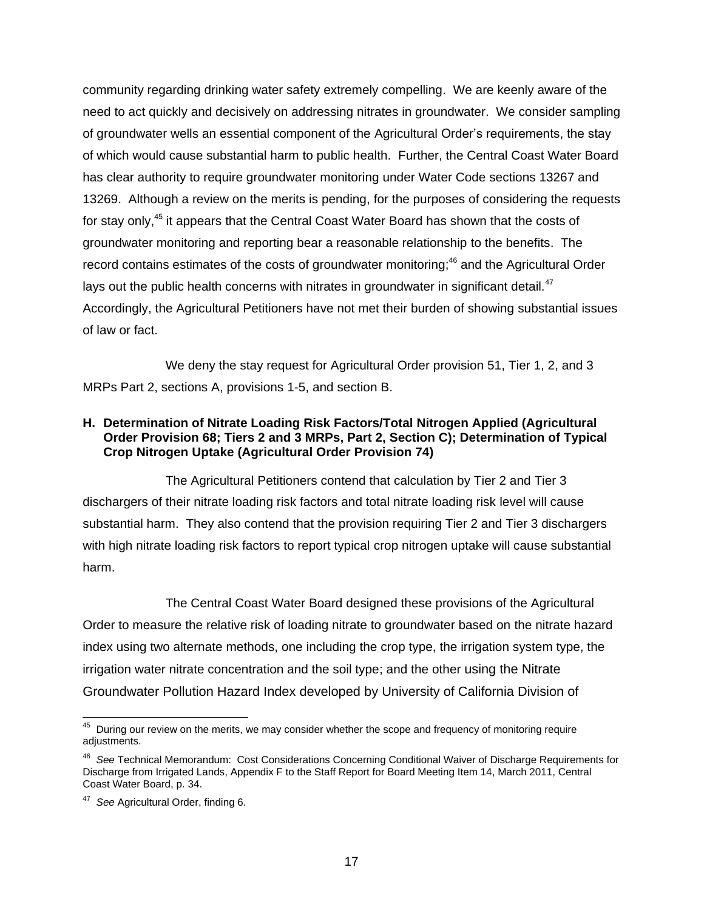community regarding drinking water safety extremely compelling. We are keenly aware of the need to act quickly and decisively on addressing nitrates in groundwater. We consider sampling of groundwater wells an essential component of the Agricultural Order's requirements, the stay of which would cause substantial harm to public health. Further, the Central Coast Water Board has clear authority to require groundwater monitoring under Water Code sections 13267 and 13269. Although a review on the merits is pending, for the purposes of considering the requests for stay only,[45] it appears that the Central Coast Water Board has shown that the costs of groundwater monitoring and reporting bear a reasonable relationship to the benefits. The record contains estimates of the costs of groundwater monitoring;[46] and the Agricultural Order lays out the public health concerns with nitrates in groundwater in significant detail.[47] Accordingly, the Agricultural Petitioners have not met their burden of showing substantial issues of law or fact.

We deny the stay request for Agricultural Order provision 51, Tier 1, 2, and 3 MRPs Part 2, sections A, provisions 1-5, and section B.

**H. Determination of Nitrate Loading Risk Factors/Total Nitrogen Applied (Agricultural Order Provision 68; Tiers 2 and 3 MRPs, Part 2, Section C); Determination of Typical Crop Nitrogen Uptake (Agricultural Order Provision 74)**

The Agricultural Petitioners contend that calculation by Tier 2 and Tier 3 dischargers of their nitrate loading risk factors and total nitrate loading risk level will cause substantial harm. They also contend that the provision requiring Tier 2 and Tier 3 dischargers with high nitrate loading risk factors to report typical crop nitrogen uptake will cause substantial harm.

The Central Coast Water Board designed these provisions of the Agricultural Order to measure the relative risk of loading nitrate to groundwater based on the nitrate hazard index using two alternate methods, one including the crop type, the irrigation system type, the irrigation water nitrate concentration and the soil type; and the other using the Nitrate Groundwater Pollution Hazard Index developed by University of California Division of

---

[45] During our review on the merits, we may consider whether the scope and frequency of monitoring require adjustments.

[46] *See* Technical Memorandum: Cost Considerations Concerning Conditional Waiver of Discharge Requirements for Discharge from Irrigated Lands, Appendix F to the Staff Report for Board Meeting Item 14, March 2011, Central Coast Water Board, p. 34.

[47] *See* Agricultural Order, finding 6.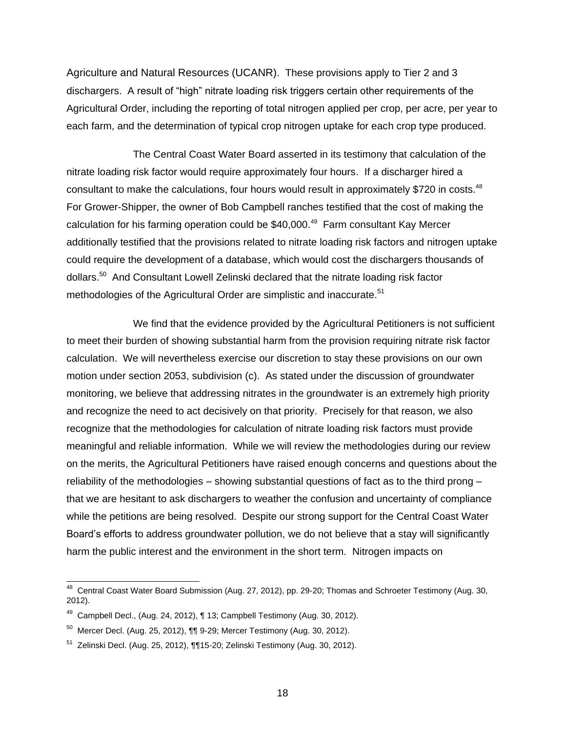Agriculture and Natural Resources (UCANR). These provisions apply to Tier 2 and 3 dischargers. A result of "high" nitrate loading risk triggers certain other requirements of the Agricultural Order, including the reporting of total nitrogen applied per crop, per acre, per year to each farm, and the determination of typical crop nitrogen uptake for each crop type produced.

The Central Coast Water Board asserted in its testimony that calculation of the nitrate loading risk factor would require approximately four hours. If a discharger hired a consultant to make the calculations, four hours would result in approximately $720 in costs.[48] For Grower-Shipper, the owner of Bob Campbell ranches testified that the cost of making the calculation for his farming operation could be $40,000.[49] Farm consultant Kay Mercer additionally testified that the provisions related to nitrate loading risk factors and nitrogen uptake could require the development of a database, which would cost the dischargers thousands of dollars.[50] And Consultant Lowell Zelinski declared that the nitrate loading risk factor methodologies of the Agricultural Order are simplistic and inaccurate.[51]

We find that the evidence provided by the Agricultural Petitioners is not sufficient to meet their burden of showing substantial harm from the provision requiring nitrate risk factor calculation. We will nevertheless exercise our discretion to stay these provisions on our own motion under section 2053, subdivision (c). As stated under the discussion of groundwater monitoring, we believe that addressing nitrates in the groundwater is an extremely high priority and recognize the need to act decisively on that priority. Precisely for that reason, we also recognize that the methodologies for calculation of nitrate loading risk factors must provide meaningful and reliable information. While we will review the methodologies during our review on the merits, the Agricultural Petitioners have raised enough concerns and questions about the reliability of the methodologies – showing substantial questions of fact as to the third prong – that we are hesitant to ask dischargers to weather the confusion and uncertainty of compliance while the petitions are being resolved. Despite our strong support for the Central Coast Water Board's efforts to address groundwater pollution, we do not believe that a stay will significantly harm the public interest and the environment in the short term. Nitrogen impacts on

---

[48] Central Coast Water Board Submission (Aug. 27, 2012), pp. 29-20; Thomas and Schroeter Testimony (Aug. 30, 2012).

[49] Campbell Decl., (Aug. 24, 2012), ¶ 13; Campbell Testimony (Aug. 30, 2012).

[50] Mercer Decl. (Aug. 25, 2012), ¶¶ 9-29; Mercer Testimony (Aug. 30, 2012).

[51] Zelinski Decl. (Aug. 25, 2012), ¶¶15-20; Zelinski Testimony (Aug. 30, 2012).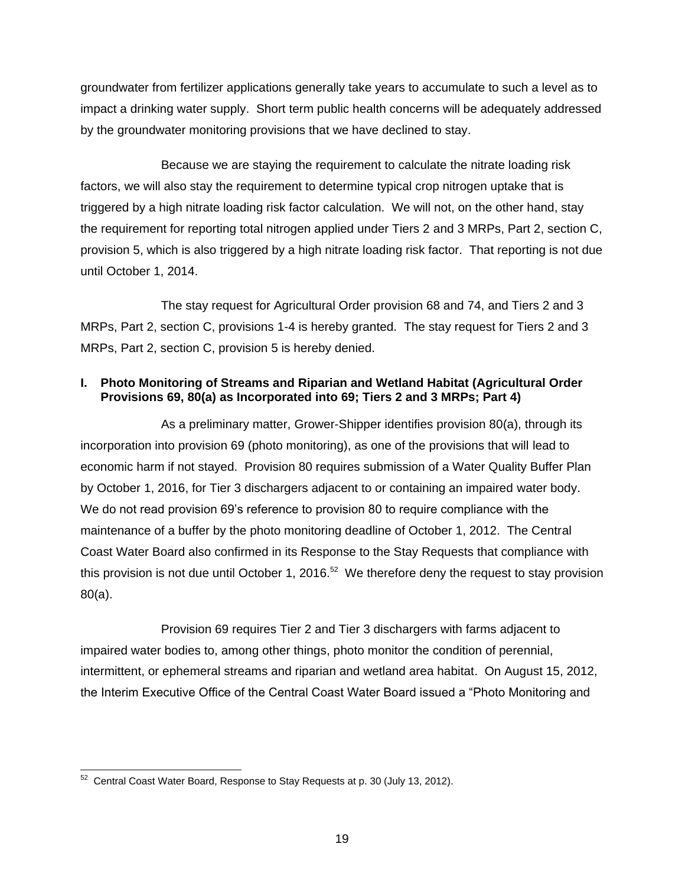groundwater from fertilizer applications generally take years to accumulate to such a level as to impact a drinking water supply. Short term public health concerns will be adequately addressed by the groundwater monitoring provisions that we have declined to stay.

Because we are staying the requirement to calculate the nitrate loading risk factors, we will also stay the requirement to determine typical crop nitrogen uptake that is triggered by a high nitrate loading risk factor calculation. We will not, on the other hand, stay the requirement for reporting total nitrogen applied under Tiers 2 and 3 MRPs, Part 2, section C, provision 5, which is also triggered by a high nitrate loading risk factor. That reporting is not due until October 1, 2014.

The stay request for Agricultural Order provision 68 and 74, and Tiers 2 and 3 MRPs, Part 2, section C, provisions 1-4 is hereby granted. The stay request for Tiers 2 and 3 MRPs, Part 2, section C, provision 5 is hereby denied.

### I. Photo Monitoring of Streams and Riparian and Wetland Habitat (Agricultural Order Provisions 69, 80(a) as Incorporated into 69; Tiers 2 and 3 MRPs; Part 4)

As a preliminary matter, Grower-Shipper identifies provision 80(a), through its incorporation into provision 69 (photo monitoring), as one of the provisions that will lead to economic harm if not stayed. Provision 80 requires submission of a Water Quality Buffer Plan by October 1, 2016, for Tier 3 dischargers adjacent to or containing an impaired water body. We do not read provision 69's reference to provision 80 to require compliance with the maintenance of a buffer by the photo monitoring deadline of October 1, 2012. The Central Coast Water Board also confirmed in its Response to the Stay Requests that compliance with this provision is not due until October 1, 2016.[52] We therefore deny the request to stay provision 80(a).

Provision 69 requires Tier 2 and Tier 3 dischargers with farms adjacent to impaired water bodies to, among other things, photo monitor the condition of perennial, intermittent, or ephemeral streams and riparian and wetland area habitat. On August 15, 2012, the Interim Executive Office of the Central Coast Water Board issued a "Photo Monitoring and

---

[52] Central Coast Water Board, Response to Stay Requests at p. 30 (July 13, 2012).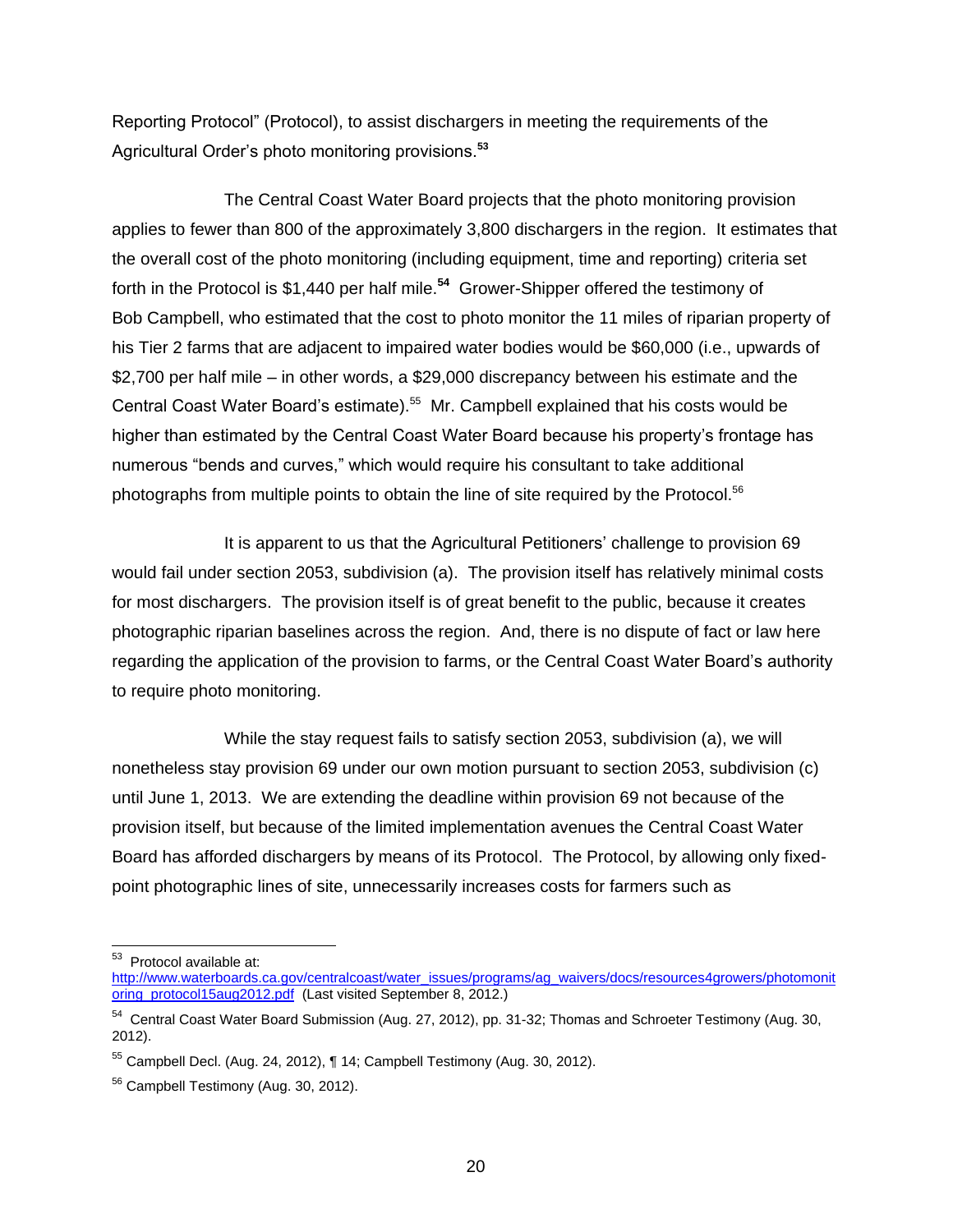Reporting Protocol" (Protocol), to assist dischargers in meeting the requirements of the Agricultural Order's photo monitoring provisions.[53]

The Central Coast Water Board projects that the photo monitoring provision applies to fewer than 800 of the approximately 3,800 dischargers in the region. It estimates that the overall cost of the photo monitoring (including equipment, time and reporting) criteria set forth in the Protocol is $1,440 per half mile.[54] Grower-Shipper offered the testimony of Bob Campbell, who estimated that the cost to photo monitor the 11 miles of riparian property of his Tier 2 farms that are adjacent to impaired water bodies would be $60,000 (i.e., upwards of $2,700 per half mile – in other words, a $29,000 discrepancy between his estimate and the Central Coast Water Board's estimate).[55] Mr. Campbell explained that his costs would be higher than estimated by the Central Coast Water Board because his property's frontage has numerous "bends and curves," which would require his consultant to take additional photographs from multiple points to obtain the line of site required by the Protocol.[56]

It is apparent to us that the Agricultural Petitioners' challenge to provision 69 would fail under section 2053, subdivision (a). The provision itself has relatively minimal costs for most dischargers. The provision itself is of great benefit to the public, because it creates photographic riparian baselines across the region. And, there is no dispute of fact or law here regarding the application of the provision to farms, or the Central Coast Water Board's authority to require photo monitoring.

While the stay request fails to satisfy section 2053, subdivision (a), we will nonetheless stay provision 69 under our own motion pursuant to section 2053, subdivision (c) until June 1, 2013. We are extending the deadline within provision 69 not because of the provision itself, but because of the limited implementation avenues the Central Coast Water Board has afforded dischargers by means of its Protocol. The Protocol, by allowing only fixed-point photographic lines of site, unnecessarily increases costs for farmers such as

---

[53] Protocol available at: http://www.waterboards.ca.gov/centralcoast/water_issues/programs/ag_waivers/docs/resources4growers/photomonitoring_protocol15aug2012.pdf (Last visited September 8, 2012.)

[54] Central Coast Water Board Submission (Aug. 27, 2012), pp. 31-32; Thomas and Schroeter Testimony (Aug. 30, 2012).

[55] Campbell Decl. (Aug. 24, 2012), ¶ 14; Campbell Testimony (Aug. 30, 2012).

[56] Campbell Testimony (Aug. 30, 2012).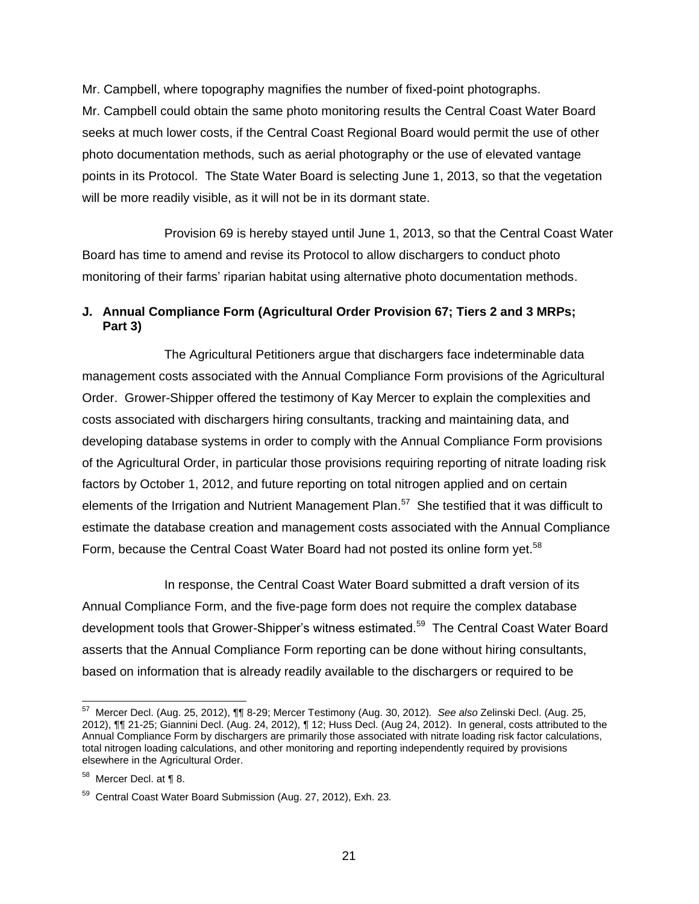Mr. Campbell, where topography magnifies the number of fixed-point photographs. Mr. Campbell could obtain the same photo monitoring results the Central Coast Water Board seeks at much lower costs, if the Central Coast Regional Board would permit the use of other photo documentation methods, such as aerial photography or the use of elevated vantage points in its Protocol. The State Water Board is selecting June 1, 2013, so that the vegetation will be more readily visible, as it will not be in its dormant state.

Provision 69 is hereby stayed until June 1, 2013, so that the Central Coast Water Board has time to amend and revise its Protocol to allow dischargers to conduct photo monitoring of their farms' riparian habitat using alternative photo documentation methods.

### J. Annual Compliance Form (Agricultural Order Provision 67; Tiers 2 and 3 MRPs; Part 3)

The Agricultural Petitioners argue that dischargers face indeterminable data management costs associated with the Annual Compliance Form provisions of the Agricultural Order. Grower-Shipper offered the testimony of Kay Mercer to explain the complexities and costs associated with dischargers hiring consultants, tracking and maintaining data, and developing database systems in order to comply with the Annual Compliance Form provisions of the Agricultural Order, in particular those provisions requiring reporting of nitrate loading risk factors by October 1, 2012, and future reporting on total nitrogen applied and on certain elements of the Irrigation and Nutrient Management Plan.[57] She testified that it was difficult to estimate the database creation and management costs associated with the Annual Compliance Form, because the Central Coast Water Board had not posted its online form yet.[58]

In response, the Central Coast Water Board submitted a draft version of its Annual Compliance Form, and the five-page form does not require the complex database development tools that Grower-Shipper's witness estimated.[59] The Central Coast Water Board asserts that the Annual Compliance Form reporting can be done without hiring consultants, based on information that is already readily available to the dischargers or required to be

---

[57] Mercer Decl. (Aug. 25, 2012), ¶¶ 8-29; Mercer Testimony (Aug. 30, 2012). *See also* Zelinski Decl. (Aug. 25, 2012), ¶¶ 21-25; Giannini Decl. (Aug. 24, 2012), ¶ 12; Huss Decl. (Aug 24, 2012). In general, costs attributed to the Annual Compliance Form by dischargers are primarily those associated with nitrate loading risk factor calculations, total nitrogen loading calculations, and other monitoring and reporting independently required by provisions elsewhere in the Agricultural Order.

[58] Mercer Decl. at ¶ 8.

[59] Central Coast Water Board Submission (Aug. 27, 2012), Exh. 23.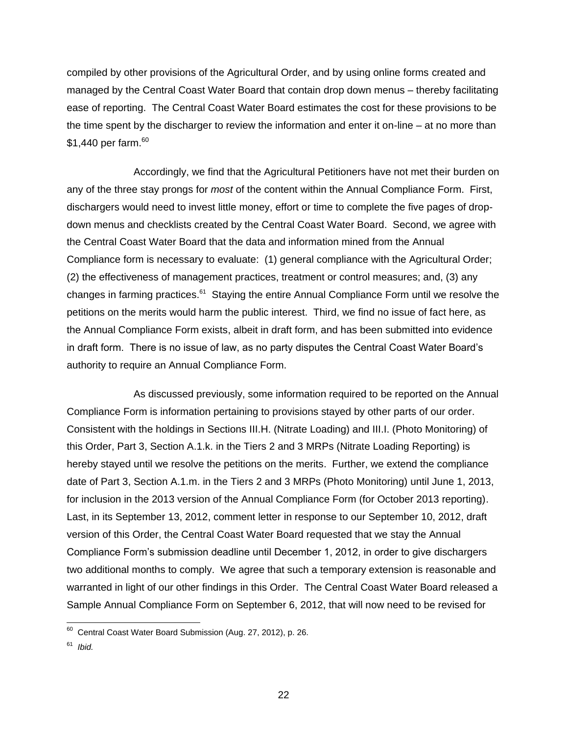compiled by other provisions of the Agricultural Order, and by using online forms created and managed by the Central Coast Water Board that contain drop down menus – thereby facilitating ease of reporting. The Central Coast Water Board estimates the cost for these provisions to be the time spent by the discharger to review the information and enter it on-line – at no more than $1,440 per farm.[60]

Accordingly, we find that the Agricultural Petitioners have not met their burden on any of the three stay prongs for *most* of the content within the Annual Compliance Form. First, dischargers would need to invest little money, effort or time to complete the five pages of drop-down menus and checklists created by the Central Coast Water Board. Second, we agree with the Central Coast Water Board that the data and information mined from the Annual Compliance form is necessary to evaluate: (1) general compliance with the Agricultural Order; (2) the effectiveness of management practices, treatment or control measures; and, (3) any changes in farming practices.[61] Staying the entire Annual Compliance Form until we resolve the petitions on the merits would harm the public interest. Third, we find no issue of fact here, as the Annual Compliance Form exists, albeit in draft form, and has been submitted into evidence in draft form. There is no issue of law, as no party disputes the Central Coast Water Board's authority to require an Annual Compliance Form.

As discussed previously, some information required to be reported on the Annual Compliance Form is information pertaining to provisions stayed by other parts of our order. Consistent with the holdings in Sections III.H. (Nitrate Loading) and III.I. (Photo Monitoring) of this Order, Part 3, Section A.1.k. in the Tiers 2 and 3 MRPs (Nitrate Loading Reporting) is hereby stayed until we resolve the petitions on the merits. Further, we extend the compliance date of Part 3, Section A.1.m. in the Tiers 2 and 3 MRPs (Photo Monitoring) until June 1, 2013, for inclusion in the 2013 version of the Annual Compliance Form (for October 2013 reporting). Last, in its September 13, 2012, comment letter in response to our September 10, 2012, draft version of this Order, the Central Coast Water Board requested that we stay the Annual Compliance Form's submission deadline until December 1, 2012, in order to give dischargers two additional months to comply. We agree that such a temporary extension is reasonable and warranted in light of our other findings in this Order. The Central Coast Water Board released a Sample Annual Compliance Form on September 6, 2012, that will now need to be revised for

[60] Central Coast Water Board Submission (Aug. 27, 2012), p. 26.

[61] *Ibid.*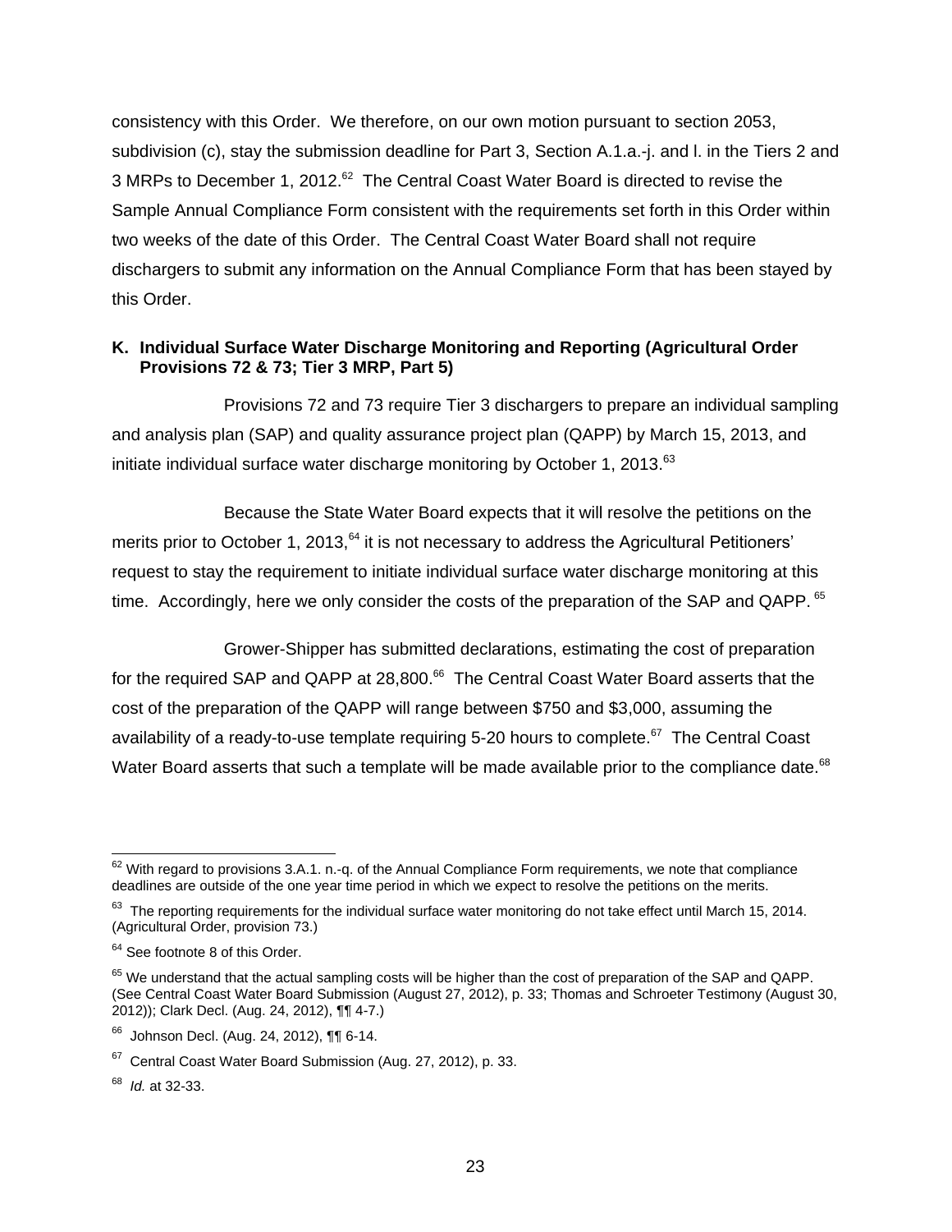consistency with this Order. We therefore, on our own motion pursuant to section 2053, subdivision (c), stay the submission deadline for Part 3, Section A.1.a.-j. and l. in the Tiers 2 and 3 MRPs to December 1, 2012.[62] The Central Coast Water Board is directed to revise the Sample Annual Compliance Form consistent with the requirements set forth in this Order within two weeks of the date of this Order. The Central Coast Water Board shall not require dischargers to submit any information on the Annual Compliance Form that has been stayed by this Order.

**K. Individual Surface Water Discharge Monitoring and Reporting (Agricultural Order Provisions 72 & 73; Tier 3 MRP, Part 5)**

Provisions 72 and 73 require Tier 3 dischargers to prepare an individual sampling and analysis plan (SAP) and quality assurance project plan (QAPP) by March 15, 2013, and initiate individual surface water discharge monitoring by October 1, 2013.[63]

Because the State Water Board expects that it will resolve the petitions on the merits prior to October 1, 2013,[64] it is not necessary to address the Agricultural Petitioners' request to stay the requirement to initiate individual surface water discharge monitoring at this time. Accordingly, here we only consider the costs of the preparation of the SAP and QAPP.[65]

Grower-Shipper has submitted declarations, estimating the cost of preparation for the required SAP and QAPP at 28,800.[66] The Central Coast Water Board asserts that the cost of the preparation of the QAPP will range between $750 and $3,000, assuming the availability of a ready-to-use template requiring 5-20 hours to complete.[67] The Central Coast Water Board asserts that such a template will be made available prior to the compliance date.[68]

---

[62] With regard to provisions 3.A.1. n.-q. of the Annual Compliance Form requirements, we note that compliance deadlines are outside of the one year time period in which we expect to resolve the petitions on the merits.

[63] The reporting requirements for the individual surface water monitoring do not take effect until March 15, 2014. (Agricultural Order, provision 73.)

[64] See footnote 8 of this Order.

[65] We understand that the actual sampling costs will be higher than the cost of preparation of the SAP and QAPP. (See Central Coast Water Board Submission (August 27, 2012), p. 33; Thomas and Schroeter Testimony (August 30, 2012)); Clark Decl. (Aug. 24, 2012), ¶¶ 4-7.)

[66] Johnson Decl. (Aug. 24, 2012), ¶¶ 6-14.

[67] Central Coast Water Board Submission (Aug. 27, 2012), p. 33.

[68] *Id.* at 32-33.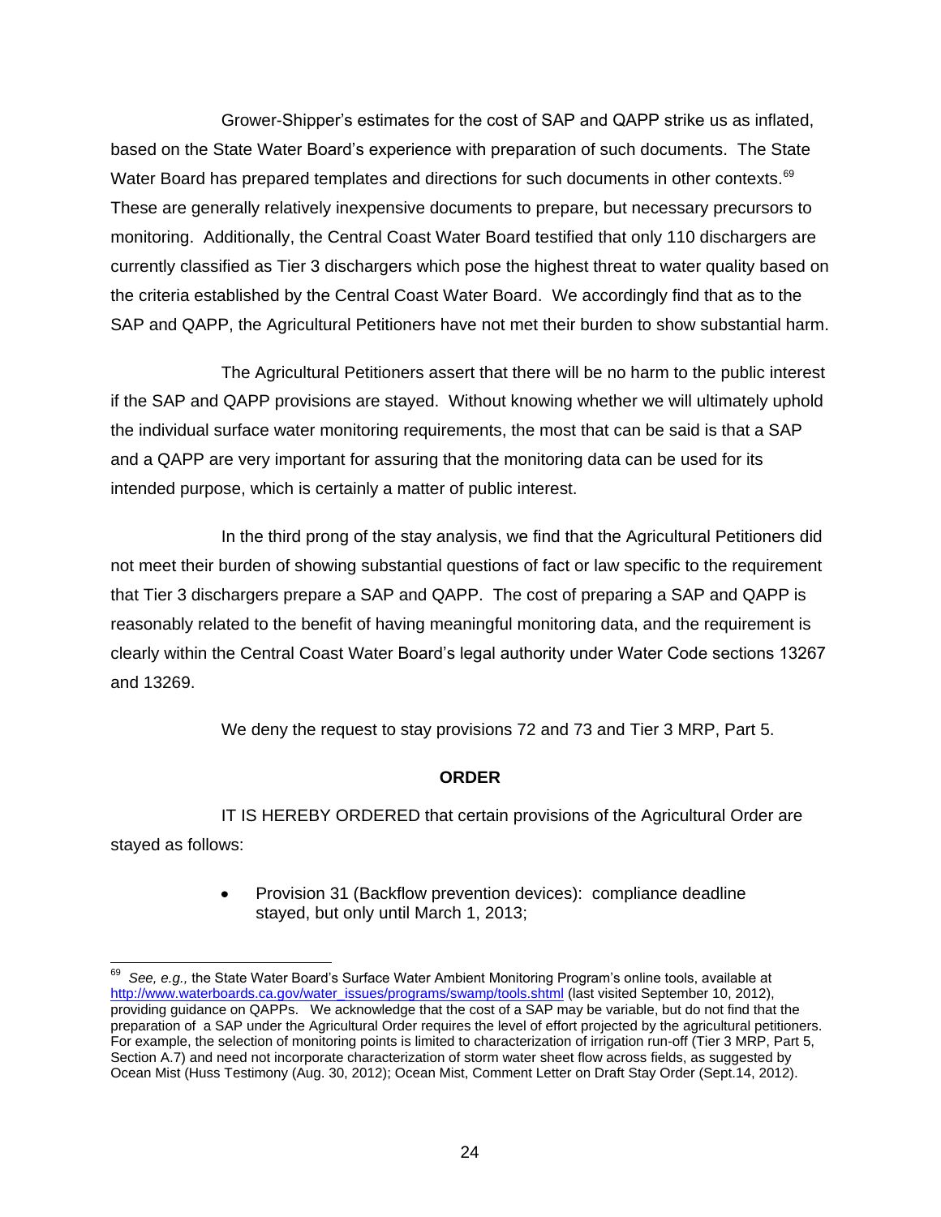Grower-Shipper's estimates for the cost of SAP and QAPP strike us as inflated, based on the State Water Board's experience with preparation of such documents. The State Water Board has prepared templates and directions for such documents in other contexts.[69] These are generally relatively inexpensive documents to prepare, but necessary precursors to monitoring. Additionally, the Central Coast Water Board testified that only 110 dischargers are currently classified as Tier 3 dischargers which pose the highest threat to water quality based on the criteria established by the Central Coast Water Board. We accordingly find that as to the SAP and QAPP, the Agricultural Petitioners have not met their burden to show substantial harm.

The Agricultural Petitioners assert that there will be no harm to the public interest if the SAP and QAPP provisions are stayed. Without knowing whether we will ultimately uphold the individual surface water monitoring requirements, the most that can be said is that a SAP and a QAPP are very important for assuring that the monitoring data can be used for its intended purpose, which is certainly a matter of public interest.

In the third prong of the stay analysis, we find that the Agricultural Petitioners did not meet their burden of showing substantial questions of fact or law specific to the requirement that Tier 3 dischargers prepare a SAP and QAPP. The cost of preparing a SAP and QAPP is reasonably related to the benefit of having meaningful monitoring data, and the requirement is clearly within the Central Coast Water Board's legal authority under Water Code sections 13267 and 13269.

We deny the request to stay provisions 72 and 73 and Tier 3 MRP, Part 5.

## ORDER

IT IS HEREBY ORDERED that certain provisions of the Agricultural Order are stayed as follows:

- Provision 31 (Backflow prevention devices): compliance deadline stayed, but only until March 1, 2013;

---

[69] *See, e.g.,* the State Water Board's Surface Water Ambient Monitoring Program's online tools, available at http://www.waterboards.ca.gov/water_issues/programs/swamp/tools.shtml (last visited September 10, 2012), providing guidance on QAPPs. We acknowledge that the cost of a SAP may be variable, but do not find that the preparation of a SAP under the Agricultural Order requires the level of effort projected by the agricultural petitioners. For example, the selection of monitoring points is limited to characterization of irrigation run-off (Tier 3 MRP, Part 5, Section A.7) and need not incorporate characterization of storm water sheet flow across fields, as suggested by Ocean Mist (Huss Testimony (Aug. 30, 2012); Ocean Mist, Comment Letter on Draft Stay Order (Sept.14, 2012).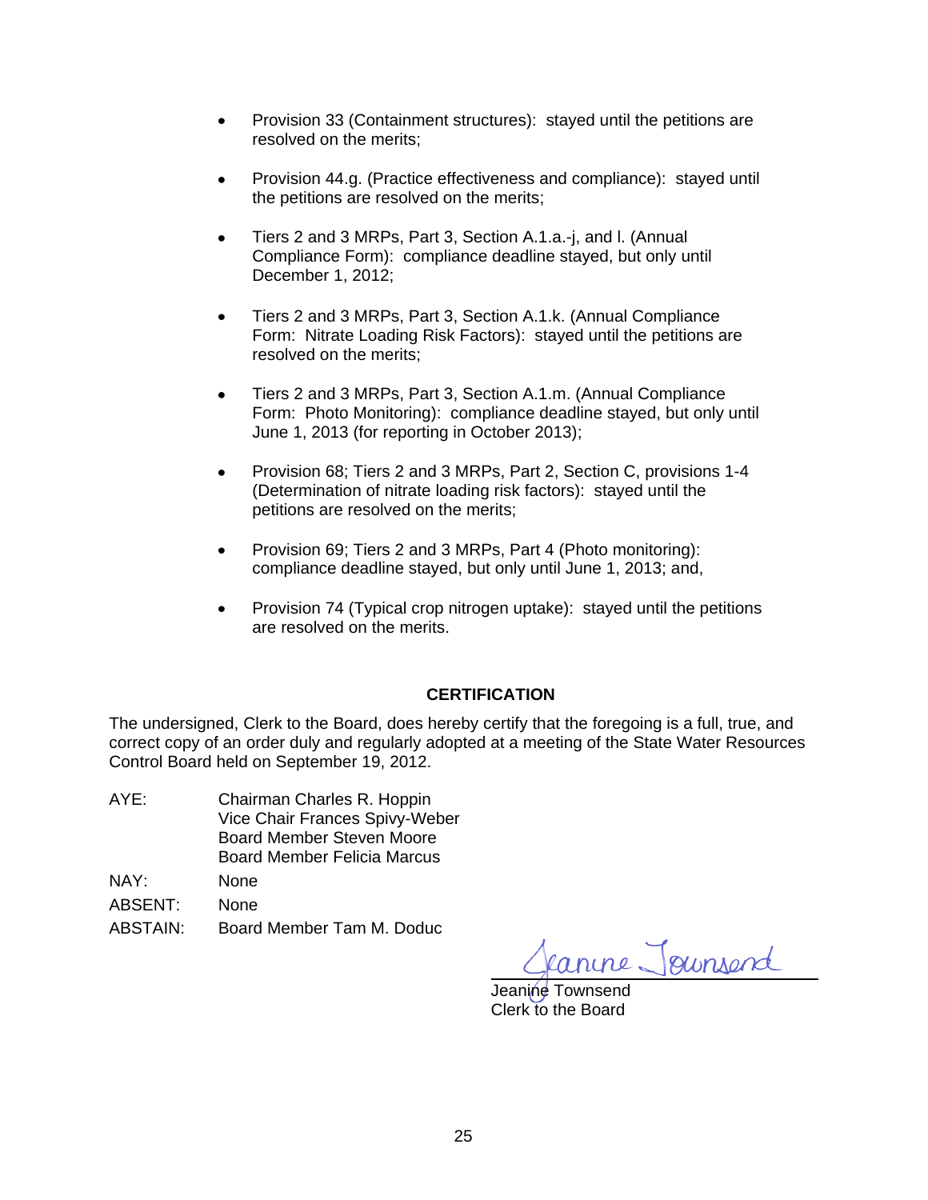- Provision 33 (Containment structures): stayed until the petitions are resolved on the merits;
- Provision 44.g. (Practice effectiveness and compliance): stayed until the petitions are resolved on the merits;
- Tiers 2 and 3 MRPs, Part 3, Section A.1.a.-j, and l. (Annual Compliance Form): compliance deadline stayed, but only until December 1, 2012;
- Tiers 2 and 3 MRPs, Part 3, Section A.1.k. (Annual Compliance Form: Nitrate Loading Risk Factors): stayed until the petitions are resolved on the merits;
- Tiers 2 and 3 MRPs, Part 3, Section A.1.m. (Annual Compliance Form: Photo Monitoring): compliance deadline stayed, but only until June 1, 2013 (for reporting in October 2013);
- Provision 68; Tiers 2 and 3 MRPs, Part 2, Section C, provisions 1-4 (Determination of nitrate loading risk factors): stayed until the petitions are resolved on the merits;
- Provision 69; Tiers 2 and 3 MRPs, Part 4 (Photo monitoring): compliance deadline stayed, but only until June 1, 2013; and,
- Provision 74 (Typical crop nitrogen uptake): stayed until the petitions are resolved on the merits.

**CERTIFICATION**

The undersigned, Clerk to the Board, does hereby certify that the foregoing is a full, true, and correct copy of an order duly and regularly adopted at a meeting of the State Water Resources Control Board held on September 19, 2012.

| | |
|---|---|
| AYE: | Chairman Charles R. Hoppin<br>Vice Chair Frances Spivy-Weber<br>Board Member Steven Moore<br>Board Member Felicia Marcus |
| NAY: | None |
| ABSENT: | None |
| ABSTAIN: | Board Member Tam M. Doduc |

Jeanine Townsend

Jeanine Townsend
Clerk to the Board